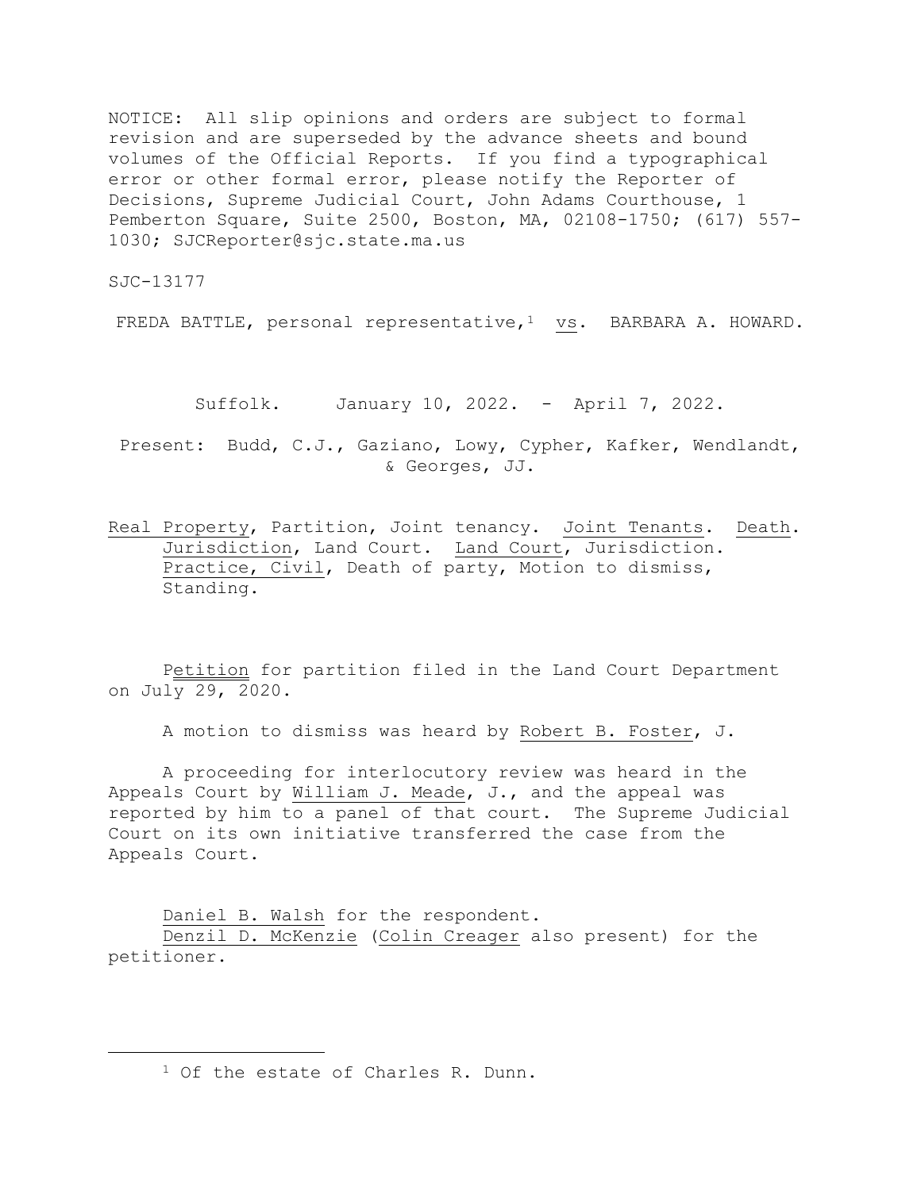NOTICE: All slip opinions and orders are subject to formal revision and are superseded by the advance sheets and bound volumes of the Official Reports. If you find a typographical error or other formal error, please notify the Reporter of Decisions, Supreme Judicial Court, John Adams Courthouse, 1 Pemberton Square, Suite 2500, Boston, MA, 02108-1750; (617) 557-1030; SJCReporter@sjc.state.ma.us

SJC-13177

FREDA BATTLE, personal representative,[1] vs. BARBARA A. HOWARD.

Suffolk. January 10, 2022. - April 7, 2022.

Present: Budd, C.J., Gaziano, Lowy, Cypher, Kafker, Wendlandt, & Georges, JJ.

Real Property, Partition, Joint tenancy. Joint Tenants. Death. Jurisdiction, Land Court. Land Court, Jurisdiction. Practice, Civil, Death of party, Motion to dismiss, Standing.

Petition for partition filed in the Land Court Department on July 29, 2020.

A motion to dismiss was heard by Robert B. Foster, J.

A proceeding for interlocutory review was heard in the Appeals Court by William J. Meade, J., and the appeal was reported by him to a panel of that court. The Supreme Judicial Court on its own initiative transferred the case from the Appeals Court.

Daniel B. Walsh for the respondent.
Denzil D. McKenzie (Colin Creager also present) for the petitioner.

---

[1] Of the estate of Charles R. Dunn.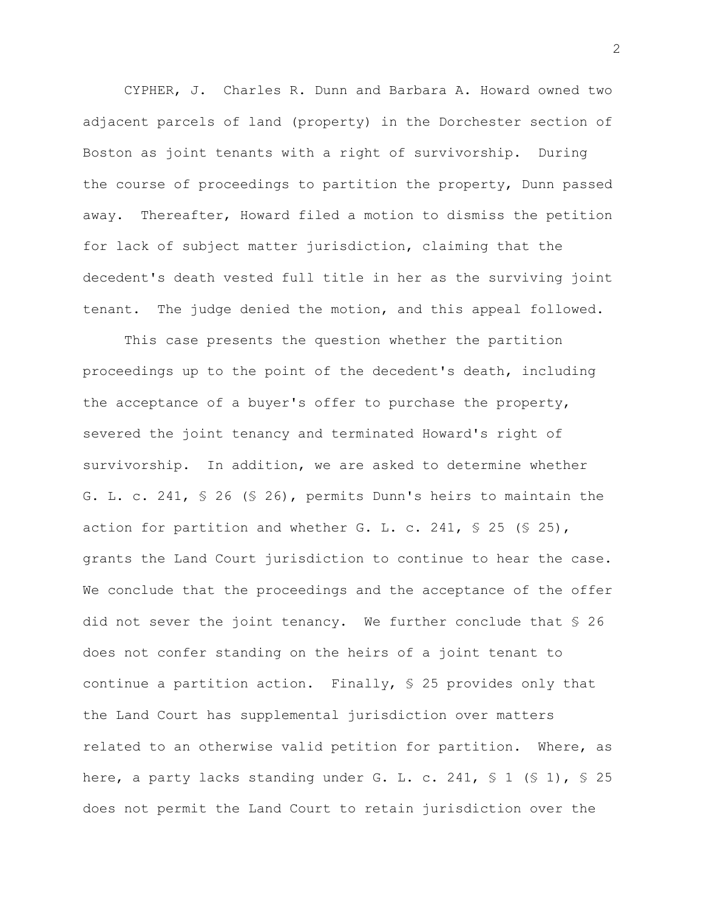CYPHER, J. Charles R. Dunn and Barbara A. Howard owned two adjacent parcels of land (property) in the Dorchester section of Boston as joint tenants with a right of survivorship. During the course of proceedings to partition the property, Dunn passed away. Thereafter, Howard filed a motion to dismiss the petition for lack of subject matter jurisdiction, claiming that the decedent's death vested full title in her as the surviving joint tenant. The judge denied the motion, and this appeal followed.

This case presents the question whether the partition proceedings up to the point of the decedent's death, including the acceptance of a buyer's offer to purchase the property, severed the joint tenancy and terminated Howard's right of survivorship. In addition, we are asked to determine whether G. L. c. 241, § 26 (§ 26), permits Dunn's heirs to maintain the action for partition and whether G. L. c. 241, § 25 (§ 25), grants the Land Court jurisdiction to continue to hear the case. We conclude that the proceedings and the acceptance of the offer did not sever the joint tenancy. We further conclude that § 26 does not confer standing on the heirs of a joint tenant to continue a partition action. Finally, § 25 provides only that the Land Court has supplemental jurisdiction over matters related to an otherwise valid petition for partition. Where, as here, a party lacks standing under G. L. c. 241, § 1 (§ 1), § 25 does not permit the Land Court to retain jurisdiction over the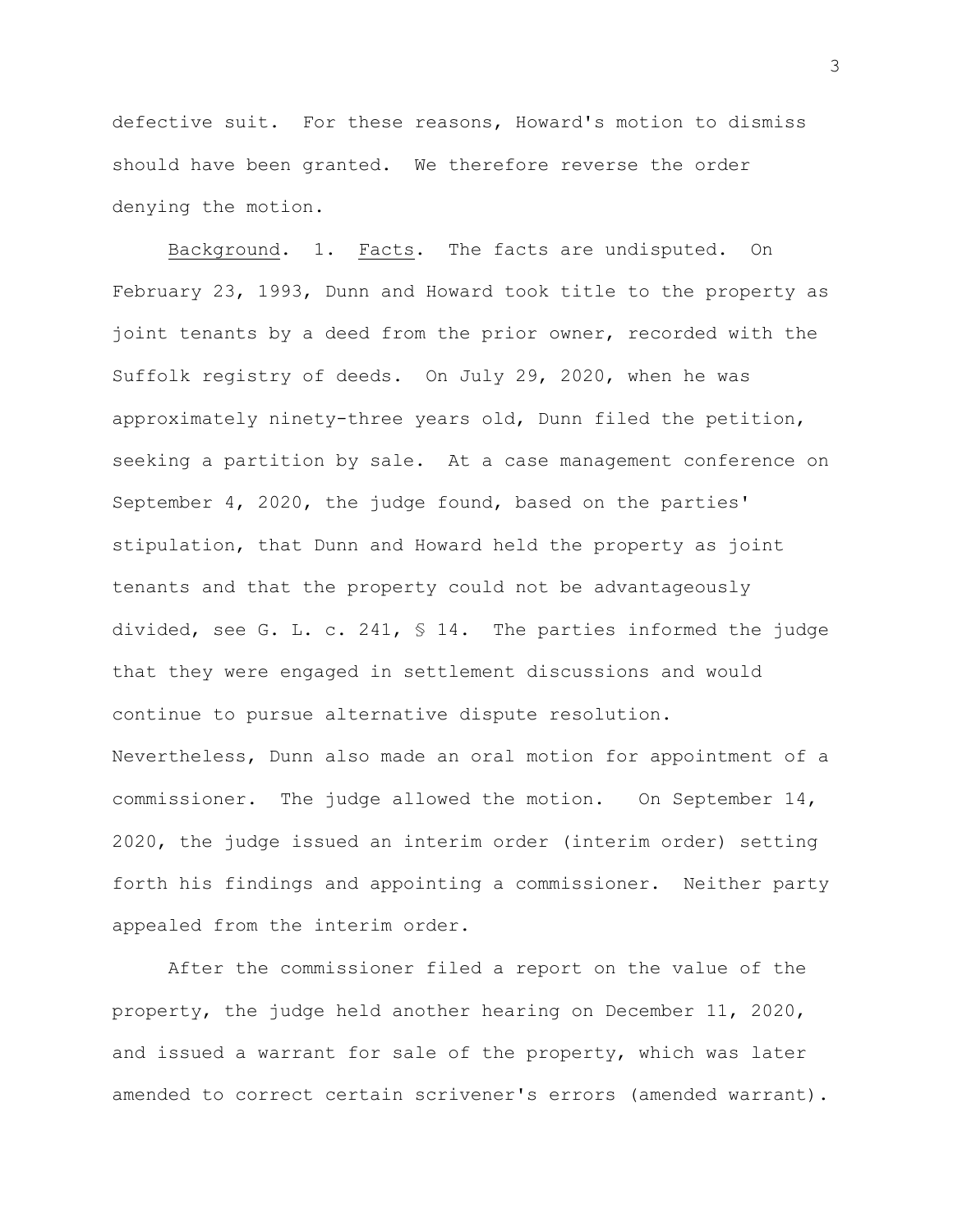defective suit. For these reasons, Howard's motion to dismiss should have been granted. We therefore reverse the order denying the motion.

<u>Background</u>. 1. <u>Facts</u>. The facts are undisputed. On February 23, 1993, Dunn and Howard took title to the property as joint tenants by a deed from the prior owner, recorded with the Suffolk registry of deeds. On July 29, 2020, when he was approximately ninety-three years old, Dunn filed the petition, seeking a partition by sale. At a case management conference on September 4, 2020, the judge found, based on the parties' stipulation, that Dunn and Howard held the property as joint tenants and that the property could not be advantageously divided, see G. L. c. 241, § 14. The parties informed the judge that they were engaged in settlement discussions and would continue to pursue alternative dispute resolution. Nevertheless, Dunn also made an oral motion for appointment of a commissioner. The judge allowed the motion. On September 14, 2020, the judge issued an interim order (interim order) setting forth his findings and appointing a commissioner. Neither party appealed from the interim order.

After the commissioner filed a report on the value of the property, the judge held another hearing on December 11, 2020, and issued a warrant for sale of the property, which was later amended to correct certain scrivener's errors (amended warrant).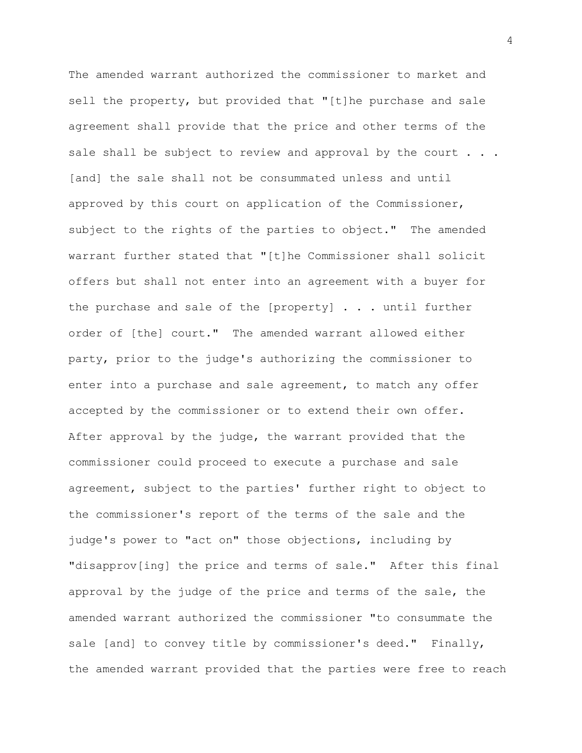The amended warrant authorized the commissioner to market and sell the property, but provided that "[t]he purchase and sale agreement shall provide that the price and other terms of the sale shall be subject to review and approval by the court . . . [and] the sale shall not be consummated unless and until approved by this court on application of the Commissioner, subject to the rights of the parties to object." The amended warrant further stated that "[t]he Commissioner shall solicit offers but shall not enter into an agreement with a buyer for the purchase and sale of the [property] . . . until further order of [the] court." The amended warrant allowed either party, prior to the judge's authorizing the commissioner to enter into a purchase and sale agreement, to match any offer accepted by the commissioner or to extend their own offer. After approval by the judge, the warrant provided that the commissioner could proceed to execute a purchase and sale agreement, subject to the parties' further right to object to the commissioner's report of the terms of the sale and the judge's power to "act on" those objections, including by "disapprov[ing] the price and terms of sale." After this final approval by the judge of the price and terms of the sale, the amended warrant authorized the commissioner "to consummate the sale [and] to convey title by commissioner's deed." Finally, the amended warrant provided that the parties were free to reach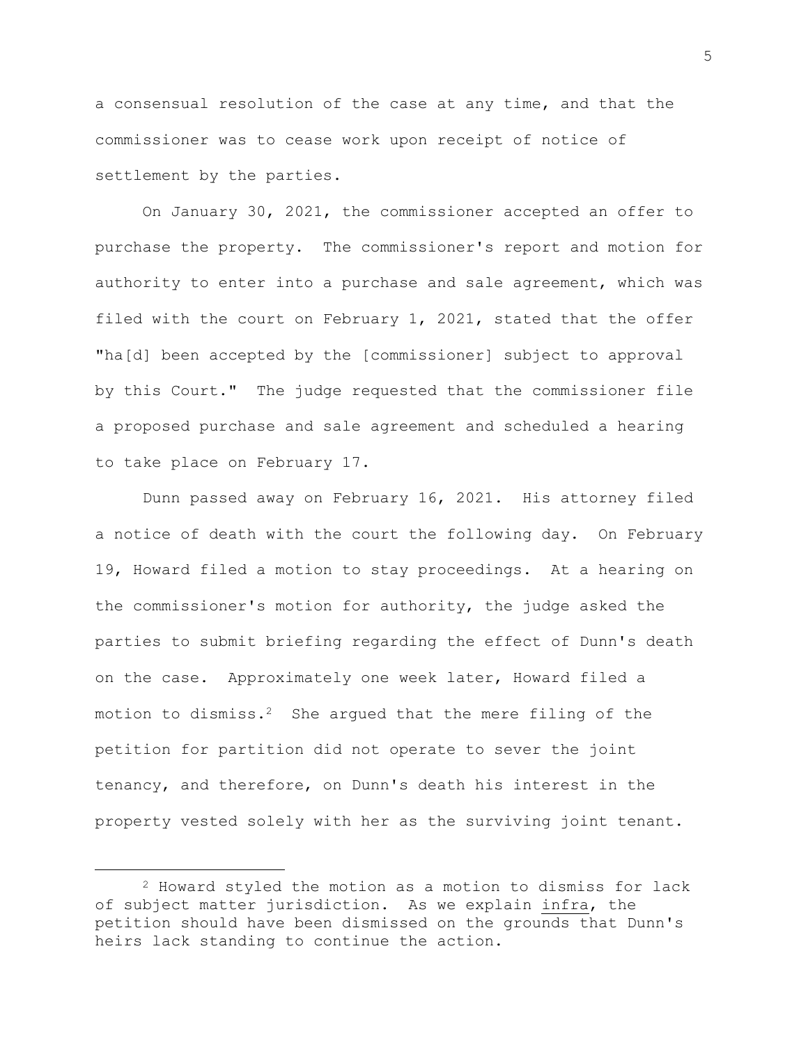a consensual resolution of the case at any time, and that the commissioner was to cease work upon receipt of notice of settlement by the parties.

On January 30, 2021, the commissioner accepted an offer to purchase the property. The commissioner's report and motion for authority to enter into a purchase and sale agreement, which was filed with the court on February 1, 2021, stated that the offer "ha[d] been accepted by the [commissioner] subject to approval by this Court." The judge requested that the commissioner file a proposed purchase and sale agreement and scheduled a hearing to take place on February 17.

Dunn passed away on February 16, 2021. His attorney filed a notice of death with the court the following day. On February 19, Howard filed a motion to stay proceedings. At a hearing on the commissioner's motion for authority, the judge asked the parties to submit briefing regarding the effect of Dunn's death on the case. Approximately one week later, Howard filed a motion to dismiss.[2] She argued that the mere filing of the petition for partition did not operate to sever the joint tenancy, and therefore, on Dunn's death his interest in the property vested solely with her as the surviving joint tenant.

---

[2] Howard styled the motion as a motion to dismiss for lack of subject matter jurisdiction. As we explain <u>infra</u>, the petition should have been dismissed on the grounds that Dunn's heirs lack standing to continue the action.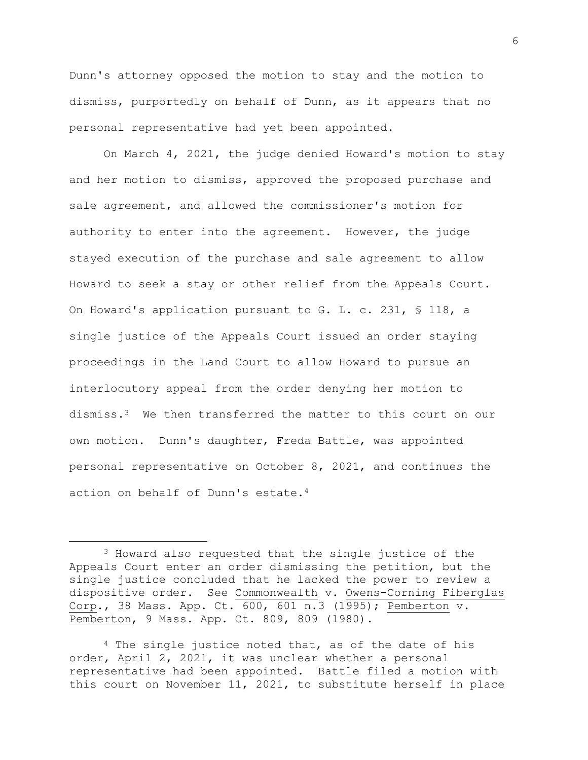Dunn's attorney opposed the motion to stay and the motion to dismiss, purportedly on behalf of Dunn, as it appears that no personal representative had yet been appointed.

On March 4, 2021, the judge denied Howard's motion to stay and her motion to dismiss, approved the proposed purchase and sale agreement, and allowed the commissioner's motion for authority to enter into the agreement. However, the judge stayed execution of the purchase and sale agreement to allow Howard to seek a stay or other relief from the Appeals Court. On Howard's application pursuant to G. L. c. 231, § 118, a single justice of the Appeals Court issued an order staying proceedings in the Land Court to allow Howard to pursue an interlocutory appeal from the order denying her motion to dismiss.[3] We then transferred the matter to this court on our own motion. Dunn's daughter, Freda Battle, was appointed personal representative on October 8, 2021, and continues the action on behalf of Dunn's estate.[4]

---

[3] Howard also requested that the single justice of the Appeals Court enter an order dismissing the petition, but the single justice concluded that he lacked the power to review a dispositive order. See Commonwealth v. Owens-Corning Fiberglas Corp., 38 Mass. App. Ct. 600, 601 n.3 (1995); Pemberton v. Pemberton, 9 Mass. App. Ct. 809, 809 (1980).

[4] The single justice noted that, as of the date of his order, April 2, 2021, it was unclear whether a personal representative had been appointed. Battle filed a motion with this court on November 11, 2021, to substitute herself in place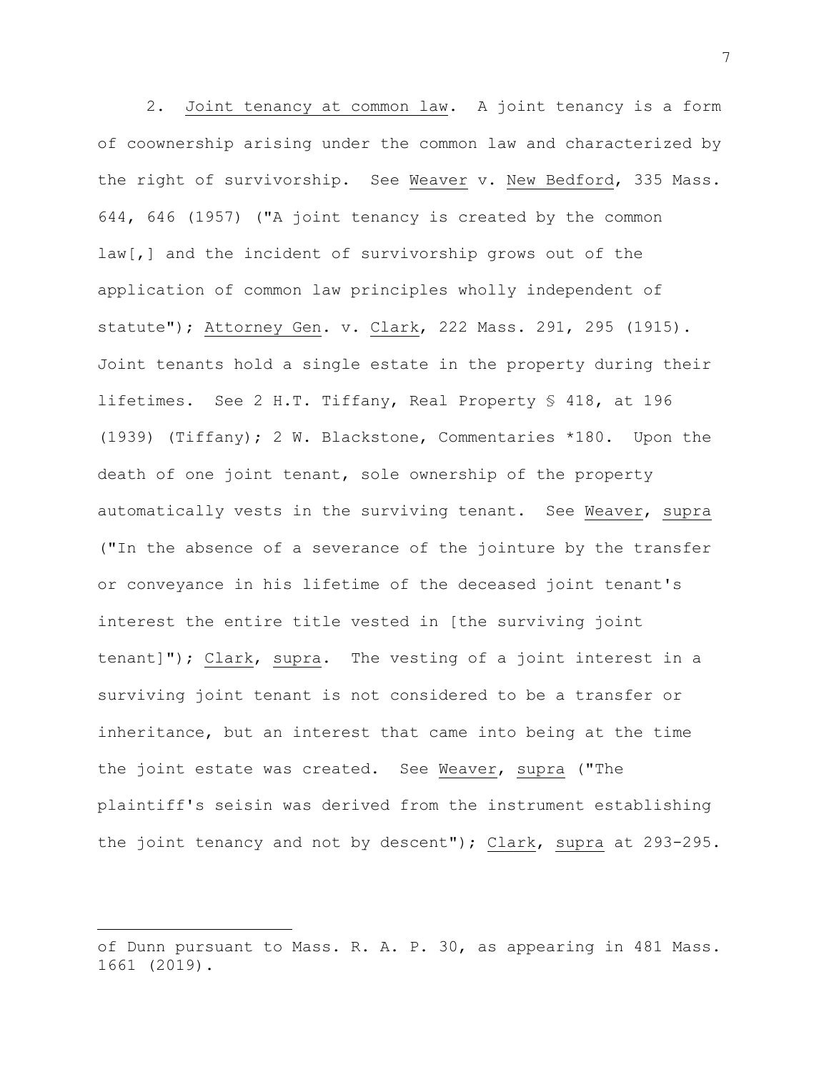2. Joint tenancy at common law. A joint tenancy is a form of coownership arising under the common law and characterized by the right of survivorship. See Weaver v. New Bedford, 335 Mass. 644, 646 (1957) ("A joint tenancy is created by the common law[,] and the incident of survivorship grows out of the application of common law principles wholly independent of statute"); Attorney Gen. v. Clark, 222 Mass. 291, 295 (1915). Joint tenants hold a single estate in the property during their lifetimes. See 2 H.T. Tiffany, Real Property § 418, at 196 (1939) (Tiffany); 2 W. Blackstone, Commentaries *180. Upon the death of one joint tenant, sole ownership of the property automatically vests in the surviving tenant. See Weaver, supra ("In the absence of a severance of the jointure by the transfer or conveyance in his lifetime of the deceased joint tenant's interest the entire title vested in [the surviving joint tenant]"); Clark, supra. The vesting of a joint interest in a surviving joint tenant is not considered to be a transfer or inheritance, but an interest that came into being at the time the joint estate was created. See Weaver, supra ("The plaintiff's seisin was derived from the instrument establishing the joint tenancy and not by descent"); Clark, supra at 293-295.

---

of Dunn pursuant to Mass. R. A. P. 30, as appearing in 481 Mass. 1661 (2019).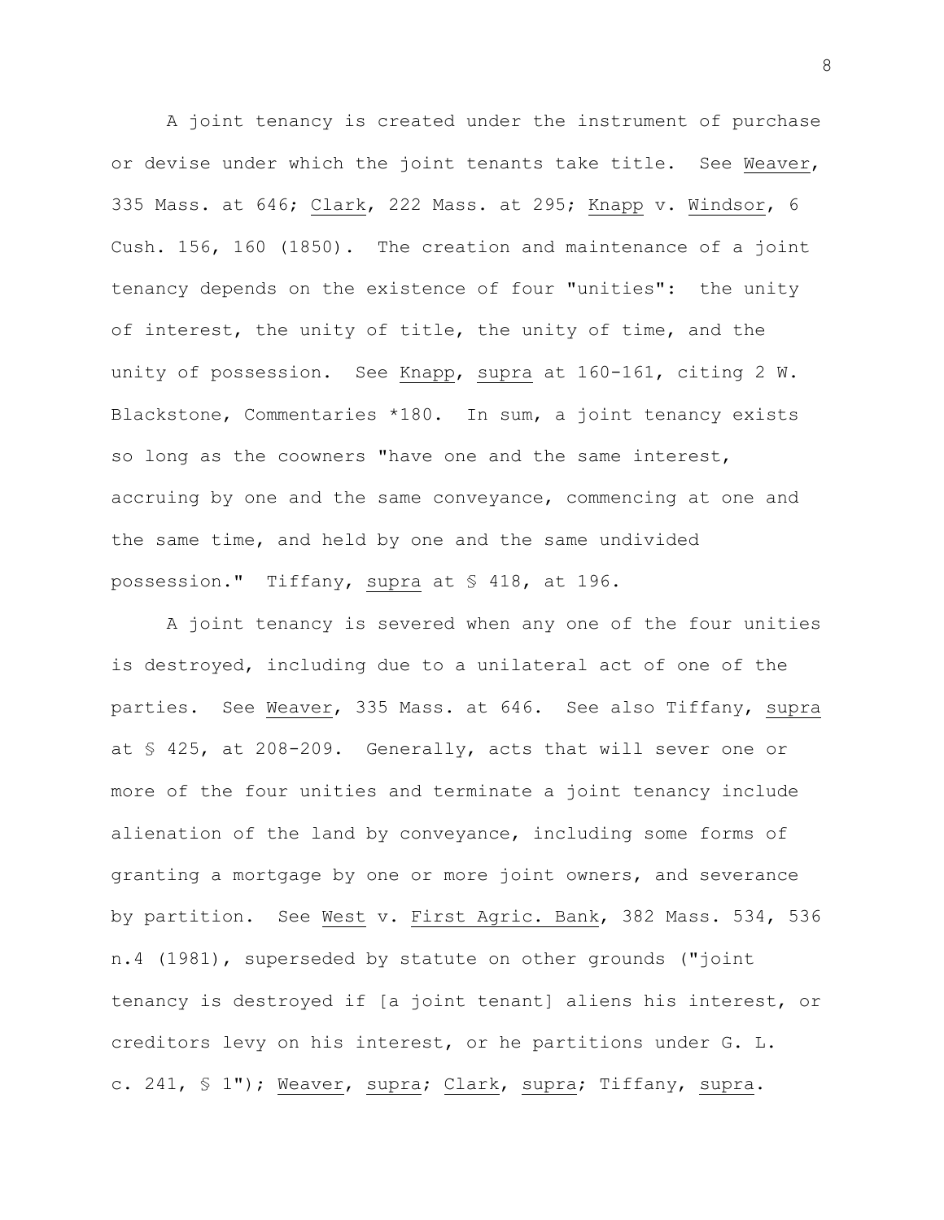A joint tenancy is created under the instrument of purchase or devise under which the joint tenants take title. See Weaver, 335 Mass. at 646; Clark, 222 Mass. at 295; Knapp v. Windsor, 6 Cush. 156, 160 (1850). The creation and maintenance of a joint tenancy depends on the existence of four "unities": the unity of interest, the unity of title, the unity of time, and the unity of possession. See Knapp, supra at 160-161, citing 2 W. Blackstone, Commentaries *180. In sum, a joint tenancy exists so long as the coowners "have one and the same interest, accruing by one and the same conveyance, commencing at one and the same time, and held by one and the same undivided possession." Tiffany, supra at § 418, at 196.

A joint tenancy is severed when any one of the four unities is destroyed, including due to a unilateral act of one of the parties. See Weaver, 335 Mass. at 646. See also Tiffany, supra at § 425, at 208-209. Generally, acts that will sever one or more of the four unities and terminate a joint tenancy include alienation of the land by conveyance, including some forms of granting a mortgage by one or more joint owners, and severance by partition. See West v. First Agric. Bank, 382 Mass. 534, 536 n.4 (1981), superseded by statute on other grounds ("joint tenancy is destroyed if [a joint tenant] aliens his interest, or creditors levy on his interest, or he partitions under G. L. c. 241, § 1"); Weaver, supra; Clark, supra; Tiffany, supra.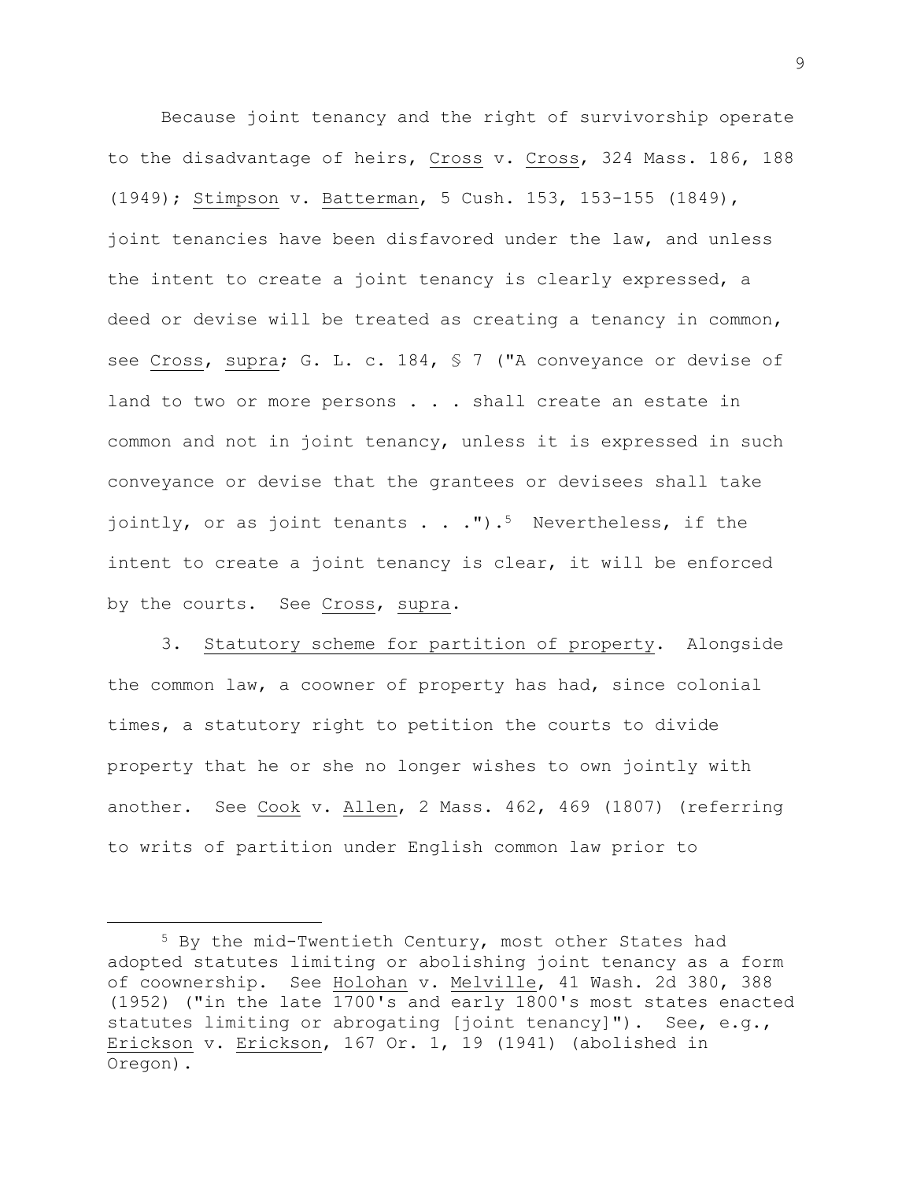Because joint tenancy and the right of survivorship operate to the disadvantage of heirs, Cross v. Cross, 324 Mass. 186, 188 (1949); Stimpson v. Batterman, 5 Cush. 153, 153-155 (1849), joint tenancies have been disfavored under the law, and unless the intent to create a joint tenancy is clearly expressed, a deed or devise will be treated as creating a tenancy in common, see Cross, supra; G. L. c. 184, § 7 ("A conveyance or devise of land to two or more persons . . . shall create an estate in common and not in joint tenancy, unless it is expressed in such conveyance or devise that the grantees or devisees shall take jointly, or as joint tenants . . .").[5] Nevertheless, if the intent to create a joint tenancy is clear, it will be enforced by the courts. See Cross, supra.

3. Statutory scheme for partition of property. Alongside the common law, a coowner of property has had, since colonial times, a statutory right to petition the courts to divide property that he or she no longer wishes to own jointly with another. See Cook v. Allen, 2 Mass. 462, 469 (1807) (referring to writs of partition under English common law prior to

---

[5] By the mid-Twentieth Century, most other States had adopted statutes limiting or abolishing joint tenancy as a form of coownership. See Holohan v. Melville, 41 Wash. 2d 380, 388 (1952) ("in the late 1700's and early 1800's most states enacted statutes limiting or abrogating [joint tenancy]"). See, e.g., Erickson v. Erickson, 167 Or. 1, 19 (1941) (abolished in Oregon).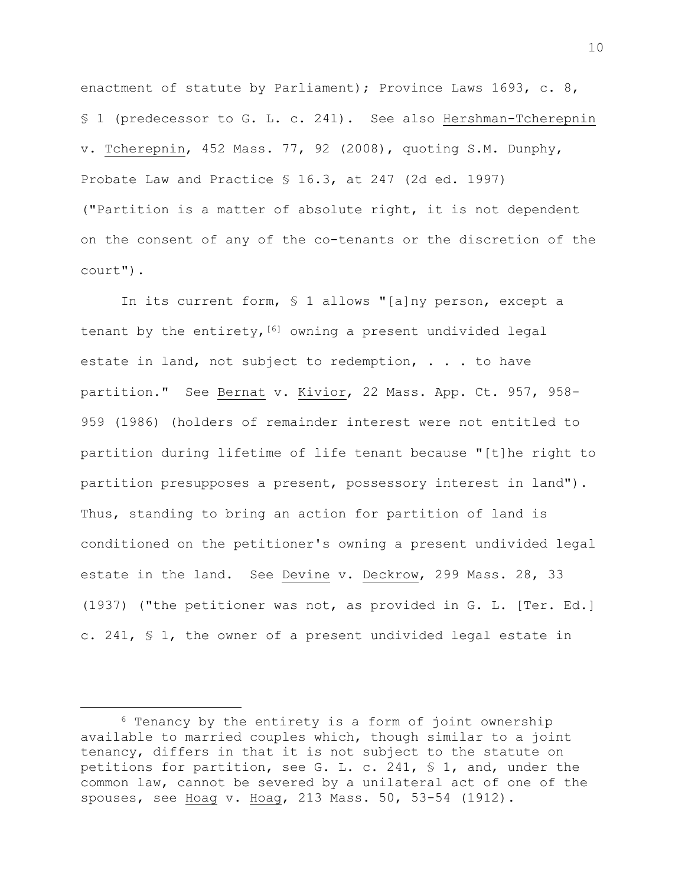enactment of statute by Parliament); Province Laws 1693, c. 8, § 1 (predecessor to G. L. c. 241). See also Hershman-Tcherepnin v. Tcherepnin, 452 Mass. 77, 92 (2008), quoting S.M. Dunphy, Probate Law and Practice § 16.3, at 247 (2d ed. 1997) ("Partition is a matter of absolute right, it is not dependent on the consent of any of the co-tenants or the discretion of the court").

In its current form, § 1 allows "[a]ny person, except a tenant by the entirety,[6] owning a present undivided legal estate in land, not subject to redemption, . . . to have partition." See Bernat v. Kivior, 22 Mass. App. Ct. 957, 958-959 (1986) (holders of remainder interest were not entitled to partition during lifetime of life tenant because "[t]he right to partition presupposes a present, possessory interest in land"). Thus, standing to bring an action for partition of land is conditioned on the petitioner's owning a present undivided legal estate in the land. See Devine v. Deckrow, 299 Mass. 28, 33 (1937) ("the petitioner was not, as provided in G. L. [Ter. Ed.] c. 241, § 1, the owner of a present undivided legal estate in

---

[6] Tenancy by the entirety is a form of joint ownership available to married couples which, though similar to a joint tenancy, differs in that it is not subject to the statute on petitions for partition, see G. L. c. 241, § 1, and, under the common law, cannot be severed by a unilateral act of one of the spouses, see Hoag v. Hoag, 213 Mass. 50, 53-54 (1912).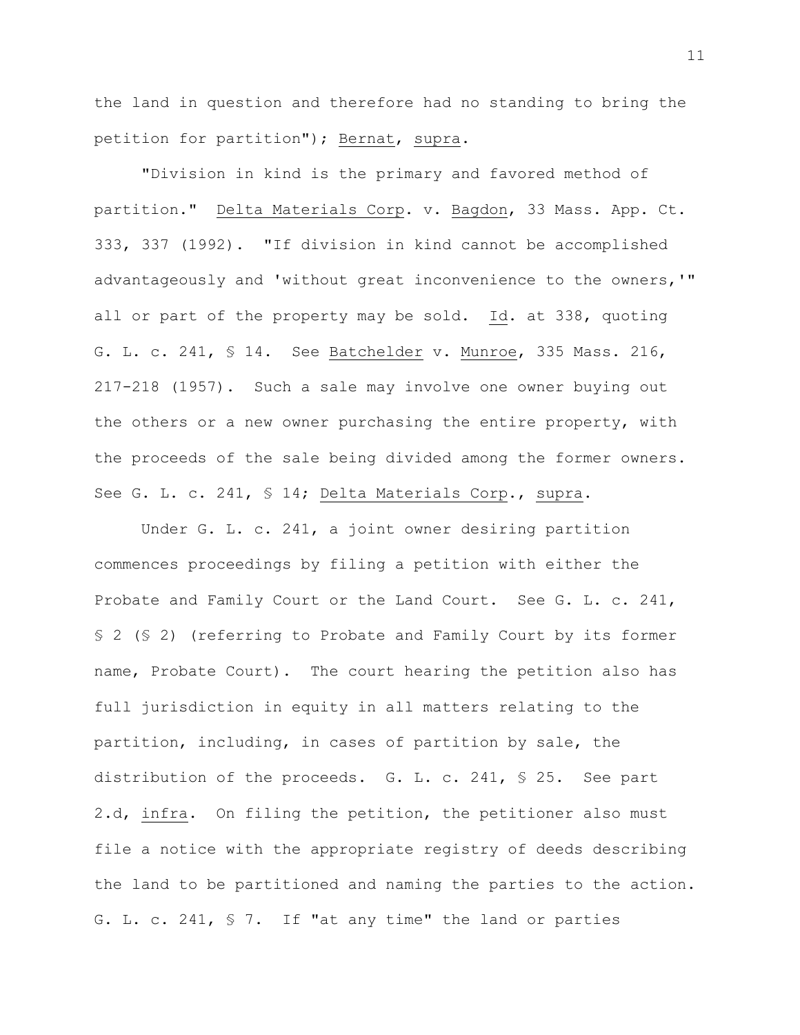the land in question and therefore had no standing to bring the petition for partition"); Bernat, supra.

"Division in kind is the primary and favored method of partition." Delta Materials Corp. v. Bagdon, 33 Mass. App. Ct. 333, 337 (1992). "If division in kind cannot be accomplished advantageously and 'without great inconvenience to the owners,'" all or part of the property may be sold. Id. at 338, quoting G. L. c. 241, § 14. See Batchelder v. Munroe, 335 Mass. 216, 217-218 (1957). Such a sale may involve one owner buying out the others or a new owner purchasing the entire property, with the proceeds of the sale being divided among the former owners. See G. L. c. 241, § 14; Delta Materials Corp., supra.

Under G. L. c. 241, a joint owner desiring partition commences proceedings by filing a petition with either the Probate and Family Court or the Land Court. See G. L. c. 241, § 2 (§ 2) (referring to Probate and Family Court by its former name, Probate Court). The court hearing the petition also has full jurisdiction in equity in all matters relating to the partition, including, in cases of partition by sale, the distribution of the proceeds. G. L. c. 241, § 25. See part 2.d, infra. On filing the petition, the petitioner also must file a notice with the appropriate registry of deeds describing the land to be partitioned and naming the parties to the action. G. L. c. 241, § 7. If "at any time" the land or parties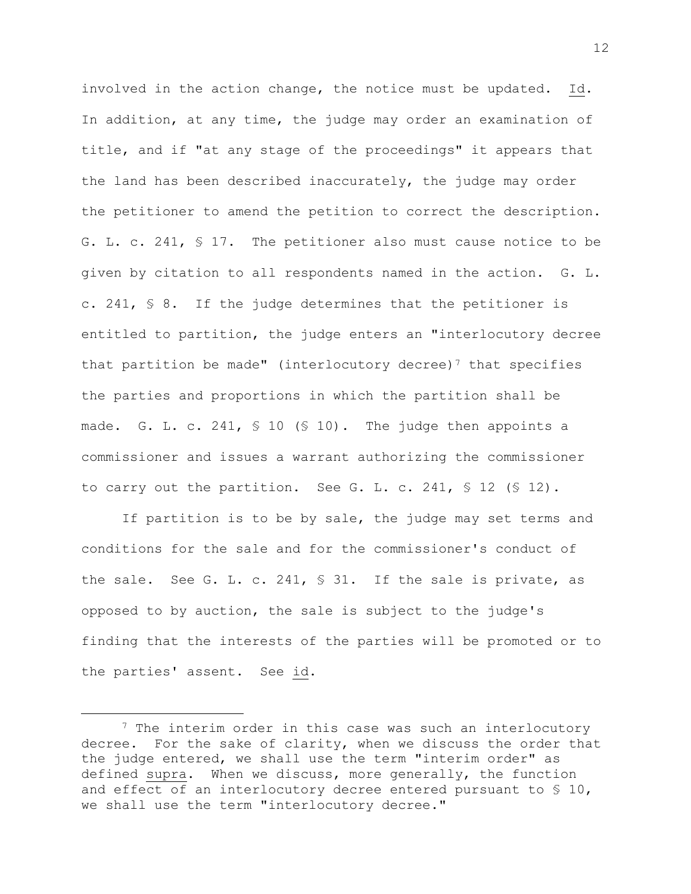involved in the action change, the notice must be updated. Id. In addition, at any time, the judge may order an examination of title, and if "at any stage of the proceedings" it appears that the land has been described inaccurately, the judge may order the petitioner to amend the petition to correct the description. G. L. c. 241, § 17. The petitioner also must cause notice to be given by citation to all respondents named in the action. G. L. c. 241, § 8. If the judge determines that the petitioner is entitled to partition, the judge enters an "interlocutory decree that partition be made" (interlocutory decree)[7] that specifies the parties and proportions in which the partition shall be made. G. L. c. 241, § 10 (§ 10). The judge then appoints a commissioner and issues a warrant authorizing the commissioner to carry out the partition. See G. L. c. 241, § 12 (§ 12).

If partition is to be by sale, the judge may set terms and conditions for the sale and for the commissioner's conduct of the sale. See G. L. c. 241, § 31. If the sale is private, as opposed to by auction, the sale is subject to the judge's finding that the interests of the parties will be promoted or to the parties' assent. See id.

---

[7] The interim order in this case was such an interlocutory decree. For the sake of clarity, when we discuss the order that the judge entered, we shall use the term "interim order" as defined supra. When we discuss, more generally, the function and effect of an interlocutory decree entered pursuant to § 10, we shall use the term "interlocutory decree."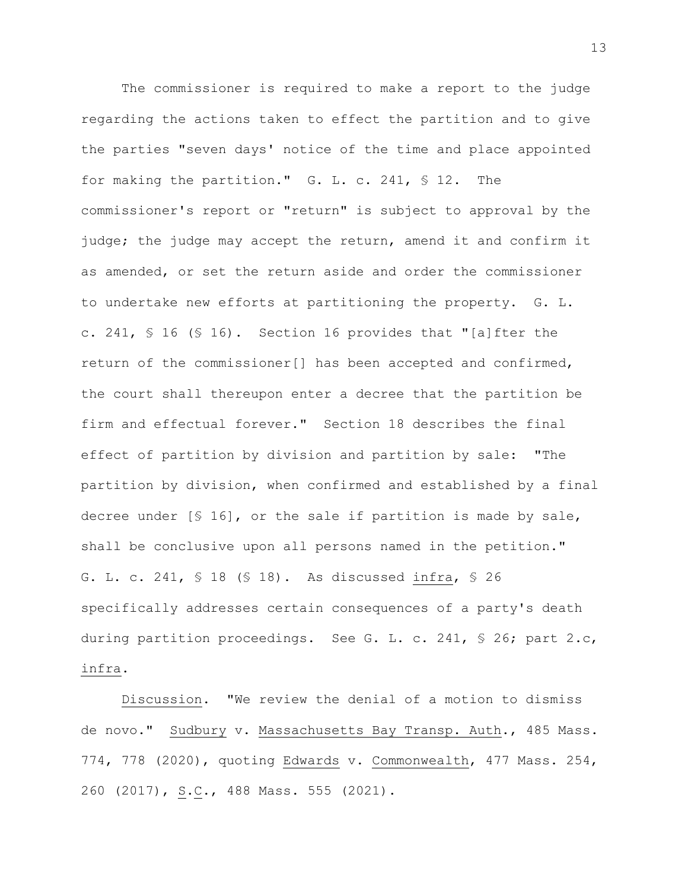The commissioner is required to make a report to the judge regarding the actions taken to effect the partition and to give the parties "seven days' notice of the time and place appointed for making the partition." G. L. c. 241, § 12. The commissioner's report or "return" is subject to approval by the judge; the judge may accept the return, amend it and confirm it as amended, or set the return aside and order the commissioner to undertake new efforts at partitioning the property. G. L. c. 241, § 16 (§ 16). Section 16 provides that "[a]fter the return of the commissioner[] has been accepted and confirmed, the court shall thereupon enter a decree that the partition be firm and effectual forever." Section 18 describes the final effect of partition by division and partition by sale: "The partition by division, when confirmed and established by a final decree under [§ 16], or the sale if partition is made by sale, shall be conclusive upon all persons named in the petition." G. L. c. 241, § 18 (§ 18). As discussed _infra_, § 26 specifically addresses certain consequences of a party's death during partition proceedings. See G. L. c. 241, § 26; part 2.c, _infra_.

_Discussion_. "We review the denial of a motion to dismiss de novo." _Sudbury_ v. _Massachusetts Bay Transp. Auth_., 485 Mass. 774, 778 (2020), quoting _Edwards_ v. _Commonwealth_, 477 Mass. 254, 260 (2017), _S.C._, 488 Mass. 555 (2021).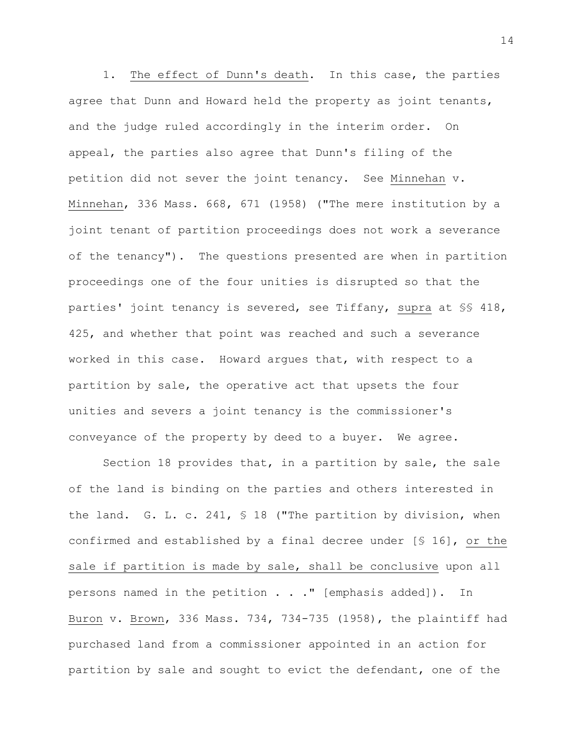1. The effect of Dunn's death. In this case, the parties agree that Dunn and Howard held the property as joint tenants, and the judge ruled accordingly in the interim order. On appeal, the parties also agree that Dunn's filing of the petition did not sever the joint tenancy. See *Minnehan* v. *Minnehan*, 336 Mass. 668, 671 (1958) ("The mere institution by a joint tenant of partition proceedings does not work a severance of the tenancy"). The questions presented are when in partition proceedings one of the four unities is disrupted so that the parties' joint tenancy is severed, see Tiffany, *supra* at §§ 418, 425, and whether that point was reached and such a severance worked in this case. Howard argues that, with respect to a partition by sale, the operative act that upsets the four unities and severs a joint tenancy is the commissioner's conveyance of the property by deed to a buyer. We agree.

Section 18 provides that, in a partition by sale, the sale of the land is binding on the parties and others interested in the land. G. L. c. 241, § 18 ("The partition by division, when confirmed and established by a final decree under [§ 16], *or the sale if partition is made by sale, shall be conclusive* upon all persons named in the petition . . ." [emphasis added]). In *Buron* v. *Brown*, 336 Mass. 734, 734-735 (1958), the plaintiff had purchased land from a commissioner appointed in an action for partition by sale and sought to evict the defendant, one of the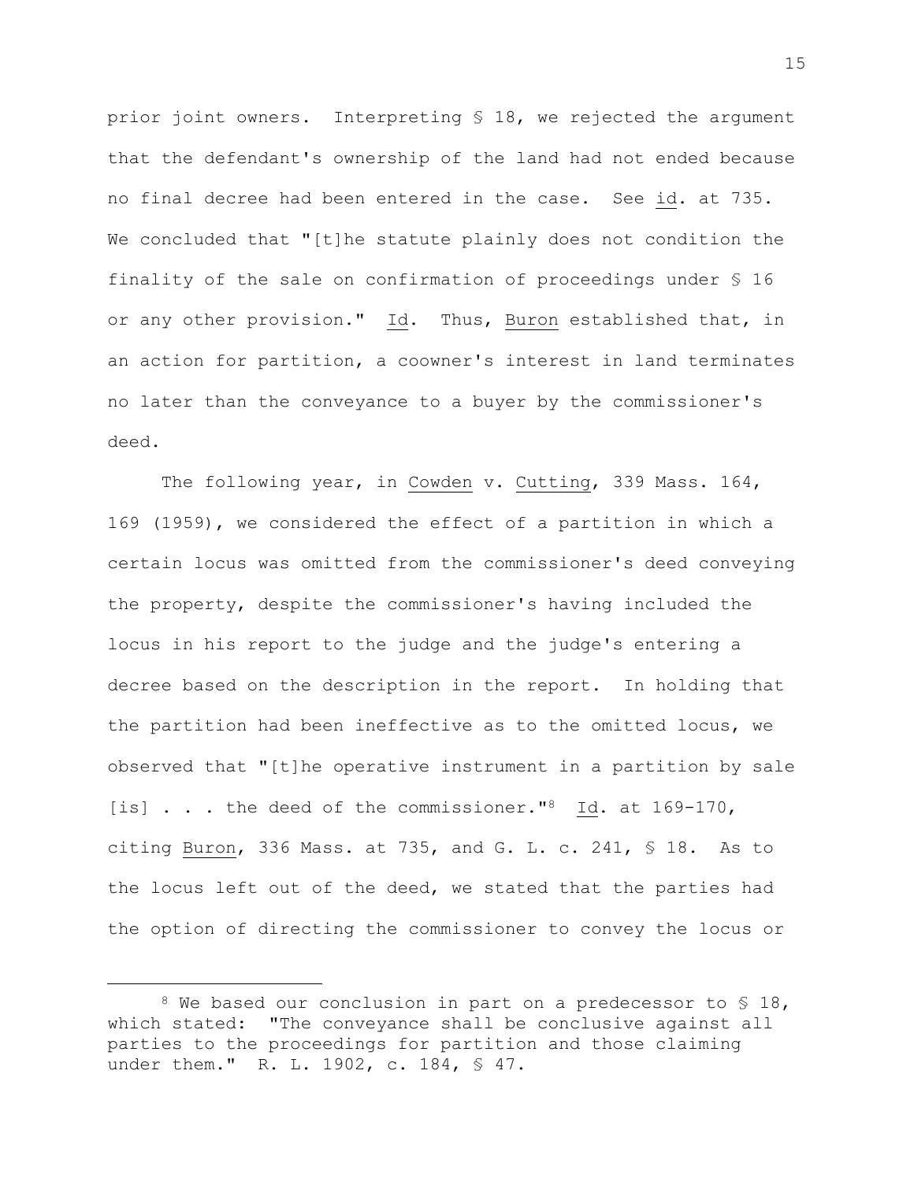prior joint owners. Interpreting § 18, we rejected the argument that the defendant's ownership of the land had not ended because no final decree had been entered in the case. See id. at 735. We concluded that "[t]he statute plainly does not condition the finality of the sale on confirmation of proceedings under § 16 or any other provision." Id. Thus, Buron established that, in an action for partition, a coowner's interest in land terminates no later than the conveyance to a buyer by the commissioner's deed.

The following year, in Cowden v. Cutting, 339 Mass. 164, 169 (1959), we considered the effect of a partition in which a certain locus was omitted from the commissioner's deed conveying the property, despite the commissioner's having included the locus in his report to the judge and the judge's entering a decree based on the description in the report. In holding that the partition had been ineffective as to the omitted locus, we observed that "[t]he operative instrument in a partition by sale [is] . . . the deed of the commissioner."[8] Id. at 169-170, citing Buron, 336 Mass. at 735, and G. L. c. 241, § 18. As to the locus left out of the deed, we stated that the parties had the option of directing the commissioner to convey the locus or

---

[8] We based our conclusion in part on a predecessor to § 18, which stated: "The conveyance shall be conclusive against all parties to the proceedings for partition and those claiming under them." R. L. 1902, c. 184, § 47.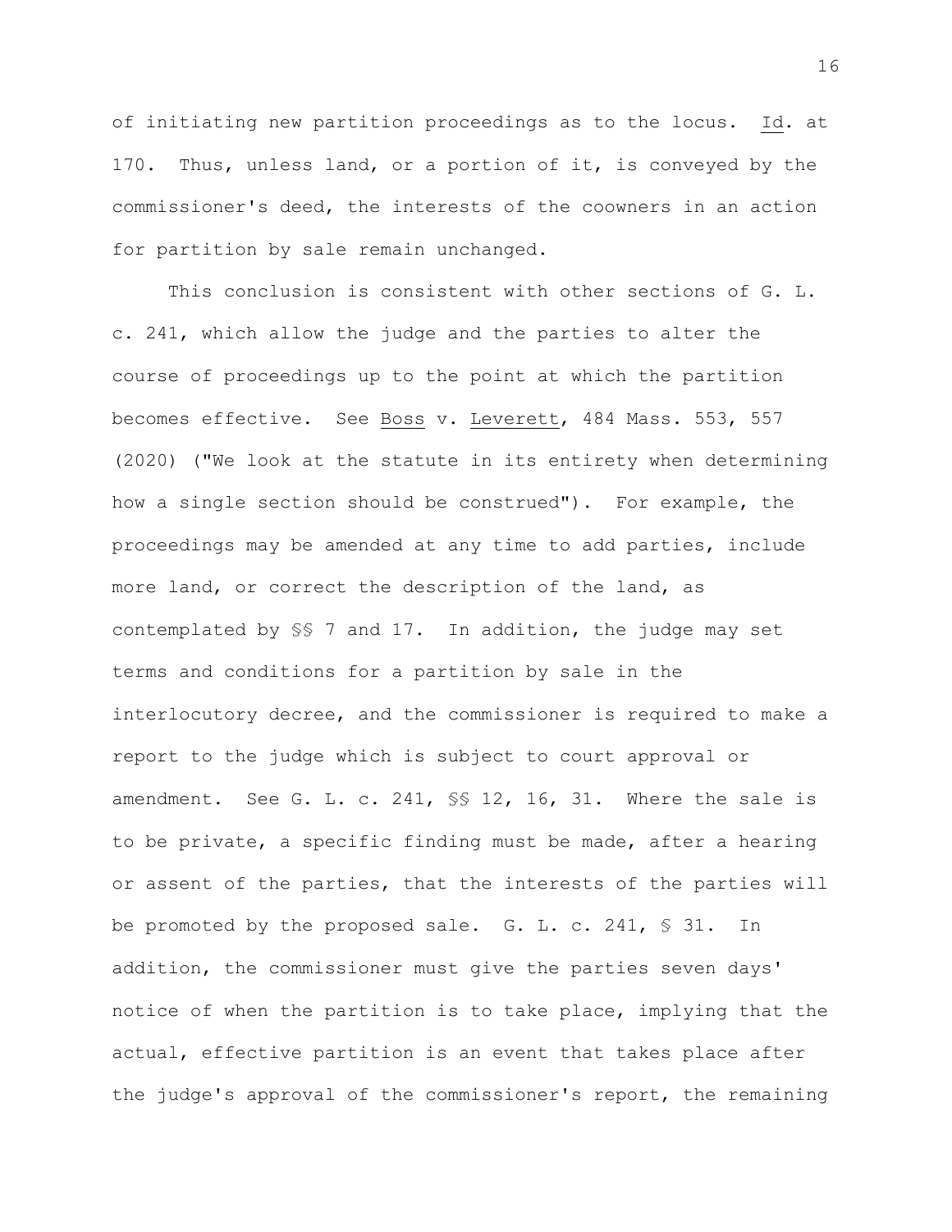of initiating new partition proceedings as to the locus. Id. at 170. Thus, unless land, or a portion of it, is conveyed by the commissioner's deed, the interests of the coowners in an action for partition by sale remain unchanged.

This conclusion is consistent with other sections of G. L. c. 241, which allow the judge and the parties to alter the course of proceedings up to the point at which the partition becomes effective. See Boss v. Leverett, 484 Mass. 553, 557 (2020) ("We look at the statute in its entirety when determining how a single section should be construed"). For example, the proceedings may be amended at any time to add parties, include more land, or correct the description of the land, as contemplated by §§ 7 and 17. In addition, the judge may set terms and conditions for a partition by sale in the interlocutory decree, and the commissioner is required to make a report to the judge which is subject to court approval or amendment. See G. L. c. 241, §§ 12, 16, 31. Where the sale is to be private, a specific finding must be made, after a hearing or assent of the parties, that the interests of the parties will be promoted by the proposed sale. G. L. c. 241, § 31. In addition, the commissioner must give the parties seven days' notice of when the partition is to take place, implying that the actual, effective partition is an event that takes place after the judge's approval of the commissioner's report, the remaining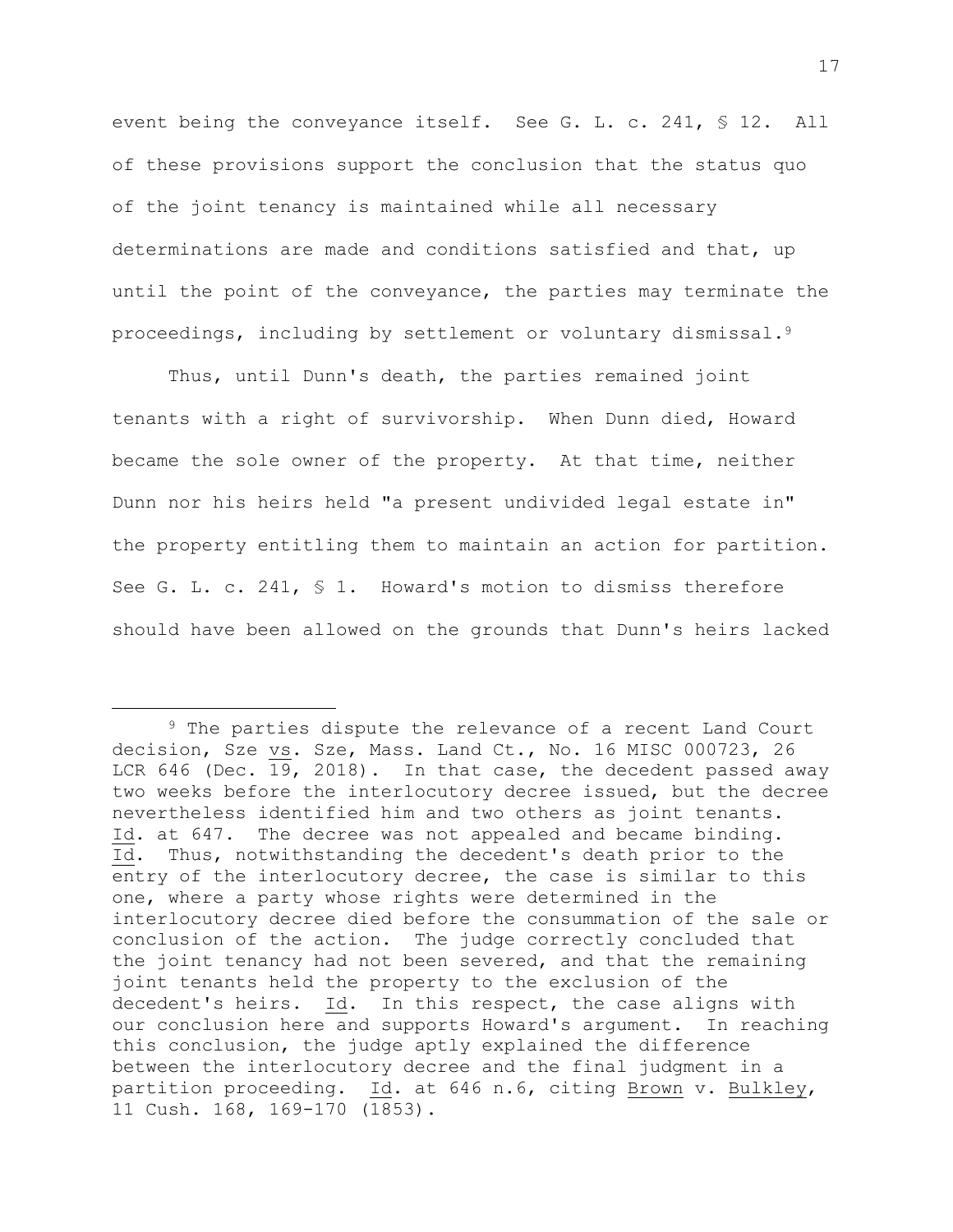event being the conveyance itself. See G. L. c. 241, § 12. All of these provisions support the conclusion that the status quo of the joint tenancy is maintained while all necessary determinations are made and conditions satisfied and that, up until the point of the conveyance, the parties may terminate the proceedings, including by settlement or voluntary dismissal.[9]

Thus, until Dunn's death, the parties remained joint tenants with a right of survivorship. When Dunn died, Howard became the sole owner of the property. At that time, neither Dunn nor his heirs held "a present undivided legal estate in" the property entitling them to maintain an action for partition. See G. L. c. 241, § 1. Howard's motion to dismiss therefore should have been allowed on the grounds that Dunn's heirs lacked

---

[9] The parties dispute the relevance of a recent Land Court decision, Sze vs. Sze, Mass. Land Ct., No. 16 MISC 000723, 26 LCR 646 (Dec. 19, 2018). In that case, the decedent passed away two weeks before the interlocutory decree issued, but the decree nevertheless identified him and two others as joint tenants. Id. at 647. The decree was not appealed and became binding. Id. Thus, notwithstanding the decedent's death prior to the entry of the interlocutory decree, the case is similar to this one, where a party whose rights were determined in the interlocutory decree died before the consummation of the sale or conclusion of the action. The judge correctly concluded that the joint tenancy had not been severed, and that the remaining joint tenants held the property to the exclusion of the decedent's heirs. Id. In this respect, the case aligns with our conclusion here and supports Howard's argument. In reaching this conclusion, the judge aptly explained the difference between the interlocutory decree and the final judgment in a partition proceeding. Id. at 646 n.6, citing Brown v. Bulkley, 11 Cush. 168, 169-170 (1853).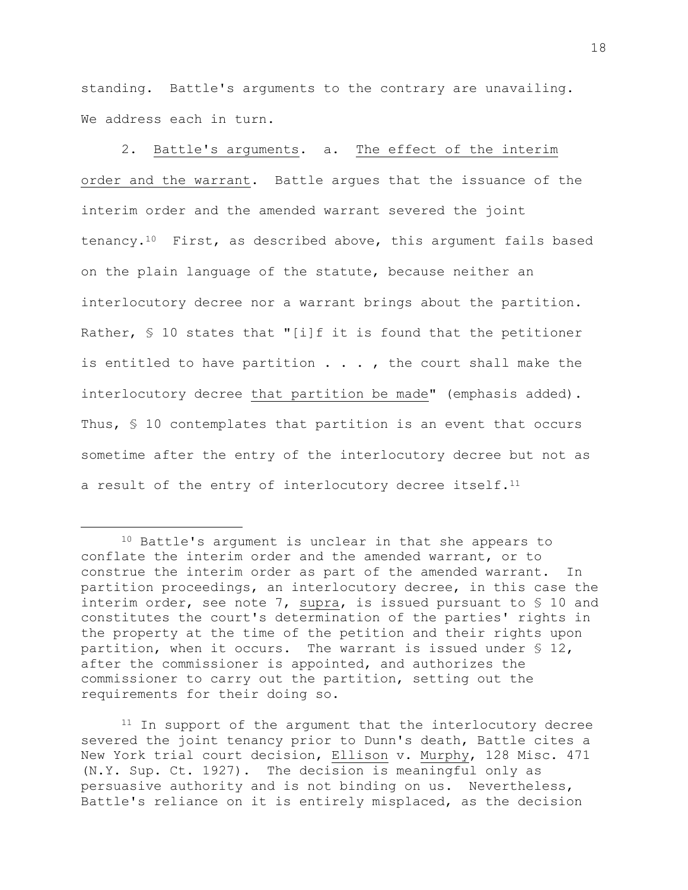standing. Battle's arguments to the contrary are unavailing. We address each in turn.

2. Battle's arguments. a. The effect of the interim order and the warrant. Battle argues that the issuance of the interim order and the amended warrant severed the joint tenancy.[10] First, as described above, this argument fails based on the plain language of the statute, because neither an interlocutory decree nor a warrant brings about the partition. Rather, § 10 states that "[i]f it is found that the petitioner is entitled to have partition . . . , the court shall make the interlocutory decree that partition be made" (emphasis added). Thus, § 10 contemplates that partition is an event that occurs sometime after the entry of the interlocutory decree but not as a result of the entry of interlocutory decree itself.[11]

---

[10] Battle's argument is unclear in that she appears to conflate the interim order and the amended warrant, or to construe the interim order as part of the amended warrant. In partition proceedings, an interlocutory decree, in this case the interim order, see note 7, supra, is issued pursuant to § 10 and constitutes the court's determination of the parties' rights in the property at the time of the petition and their rights upon partition, when it occurs. The warrant is issued under § 12, after the commissioner is appointed, and authorizes the commissioner to carry out the partition, setting out the requirements for their doing so.

[11] In support of the argument that the interlocutory decree severed the joint tenancy prior to Dunn's death, Battle cites a New York trial court decision, Ellison v. Murphy, 128 Misc. 471 (N.Y. Sup. Ct. 1927). The decision is meaningful only as persuasive authority and is not binding on us. Nevertheless, Battle's reliance on it is entirely misplaced, as the decision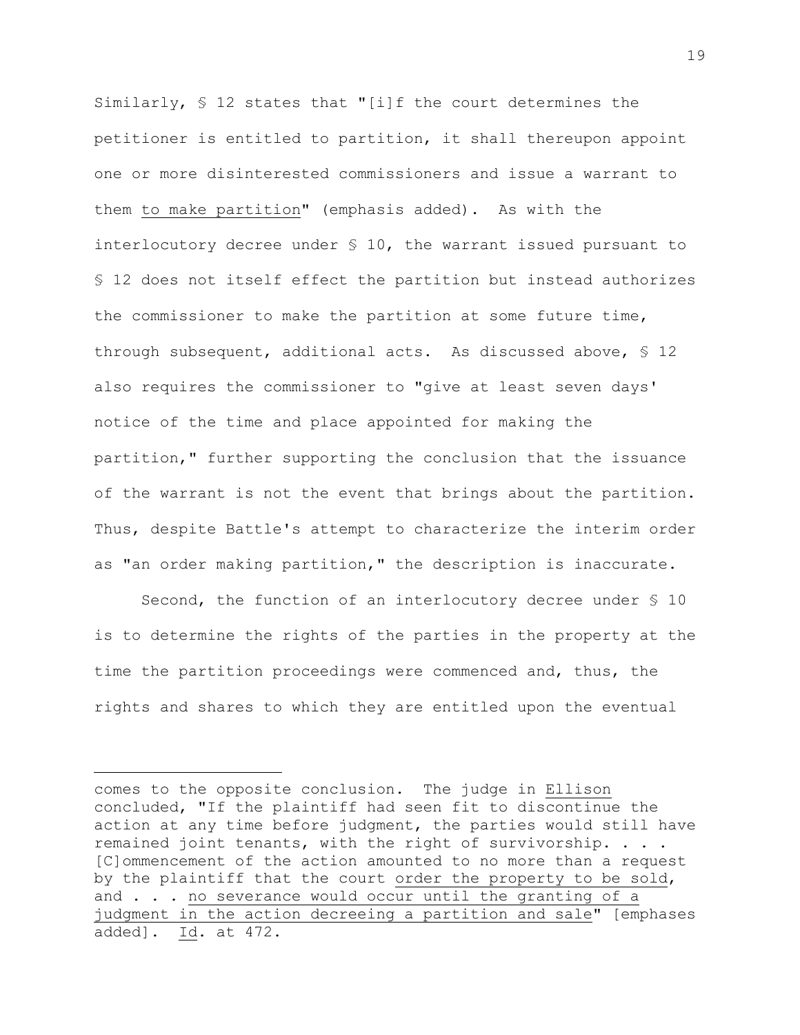Similarly, § 12 states that "[i]f the court determines the petitioner is entitled to partition, it shall thereupon appoint one or more disinterested commissioners and issue a warrant to them <u>to make partition</u>" (emphasis added). As with the interlocutory decree under § 10, the warrant issued pursuant to § 12 does not itself effect the partition but instead authorizes the commissioner to make the partition at some future time, through subsequent, additional acts. As discussed above, § 12 also requires the commissioner to "give at least seven days' notice of the time and place appointed for making the partition," further supporting the conclusion that the issuance of the warrant is not the event that brings about the partition. Thus, despite Battle's attempt to characterize the interim order as "an order making partition," the description is inaccurate.

Second, the function of an interlocutory decree under § 10 is to determine the rights of the parties in the property at the time the partition proceedings were commenced and, thus, the rights and shares to which they are entitled upon the eventual

---

comes to the opposite conclusion. The judge in <u>Ellison</u> concluded, "If the plaintiff had seen fit to discontinue the action at any time before judgment, the parties would still have remained joint tenants, with the right of survivorship. . . . [C]ommencement of the action amounted to no more than a request by the plaintiff that the court <u>order the property to be sold</u>, and . . . <u>no severance would occur until the granting of a judgment in the action decreeing a partition and sale</u>" [emphases added]. <u>Id</u>. at 472.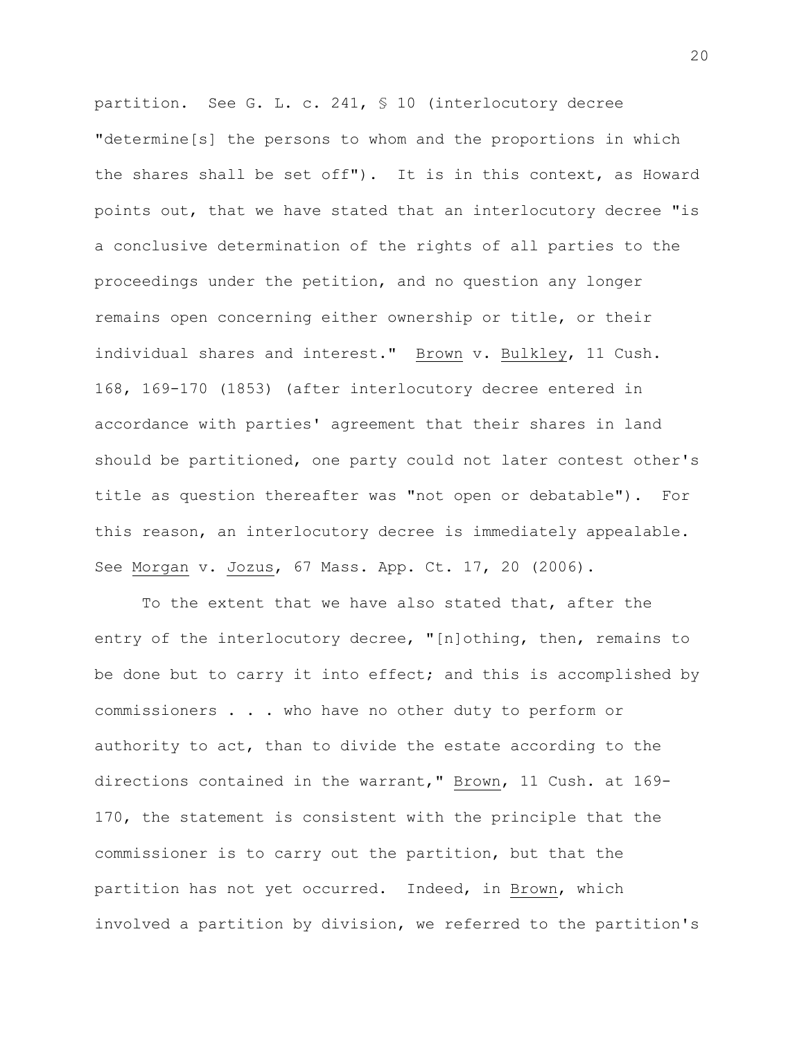partition. See G. L. c. 241, § 10 (interlocutory decree "determine[s] the persons to whom and the proportions in which the shares shall be set off"). It is in this context, as Howard points out, that we have stated that an interlocutory decree "is a conclusive determination of the rights of all parties to the proceedings under the petition, and no question any longer remains open concerning either ownership or title, or their individual shares and interest." Brown v. Bulkley, 11 Cush. 168, 169-170 (1853) (after interlocutory decree entered in accordance with parties' agreement that their shares in land should be partitioned, one party could not later contest other's title as question thereafter was "not open or debatable"). For this reason, an interlocutory decree is immediately appealable. See Morgan v. Jozus, 67 Mass. App. Ct. 17, 20 (2006).

To the extent that we have also stated that, after the entry of the interlocutory decree, "[n]othing, then, remains to be done but to carry it into effect; and this is accomplished by commissioners . . . who have no other duty to perform or authority to act, than to divide the estate according to the directions contained in the warrant," Brown, 11 Cush. at 169-170, the statement is consistent with the principle that the commissioner is to carry out the partition, but that the partition has not yet occurred. Indeed, in Brown, which involved a partition by division, we referred to the partition's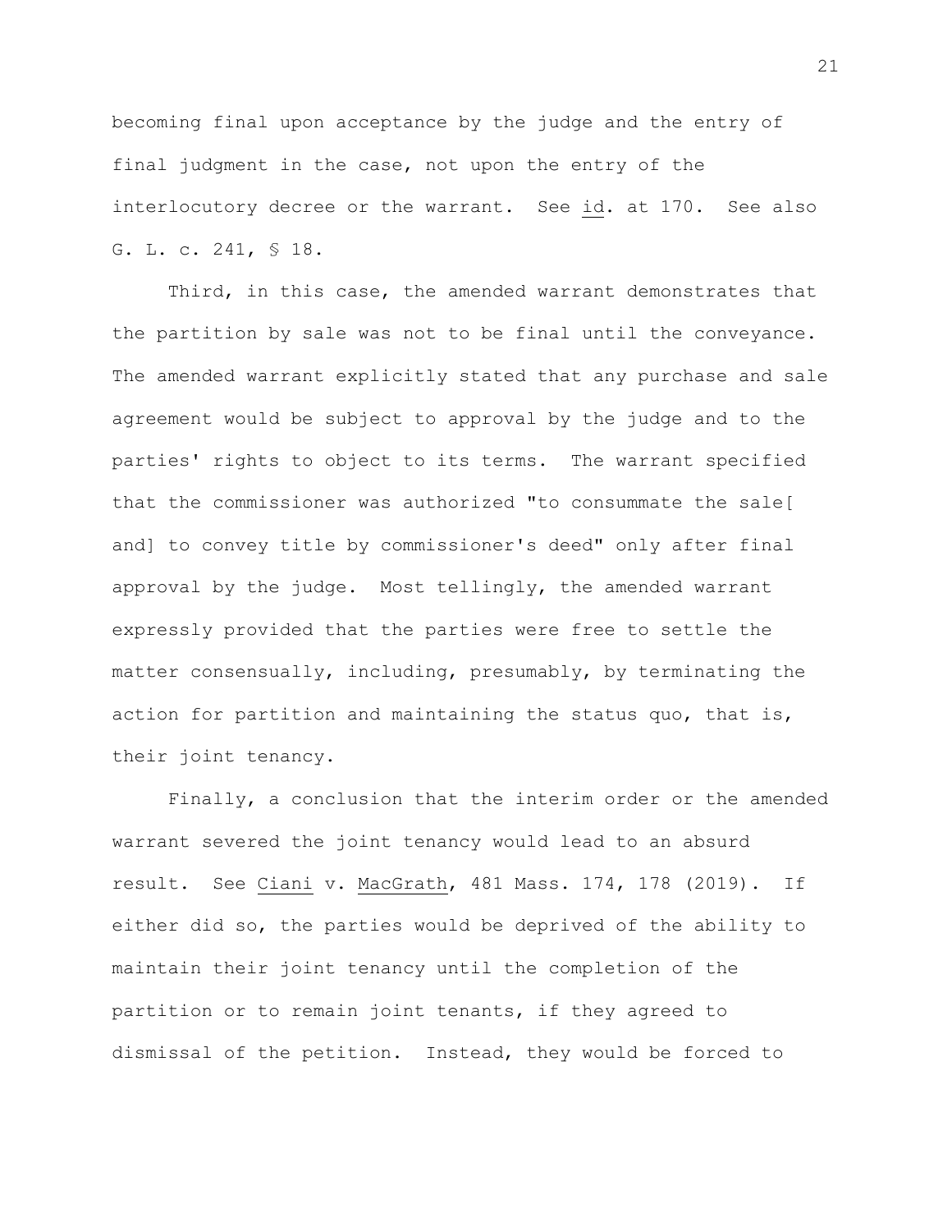becoming final upon acceptance by the judge and the entry of final judgment in the case, not upon the entry of the interlocutory decree or the warrant. See id. at 170. See also G. L. c. 241, § 18.

Third, in this case, the amended warrant demonstrates that the partition by sale was not to be final until the conveyance. The amended warrant explicitly stated that any purchase and sale agreement would be subject to approval by the judge and to the parties' rights to object to its terms. The warrant specified that the commissioner was authorized "to consummate the sale[ and] to convey title by commissioner's deed" only after final approval by the judge. Most tellingly, the amended warrant expressly provided that the parties were free to settle the matter consensually, including, presumably, by terminating the action for partition and maintaining the status quo, that is, their joint tenancy.

Finally, a conclusion that the interim order or the amended warrant severed the joint tenancy would lead to an absurd result. See Ciani v. MacGrath, 481 Mass. 174, 178 (2019). If either did so, the parties would be deprived of the ability to maintain their joint tenancy until the completion of the partition or to remain joint tenants, if they agreed to dismissal of the petition. Instead, they would be forced to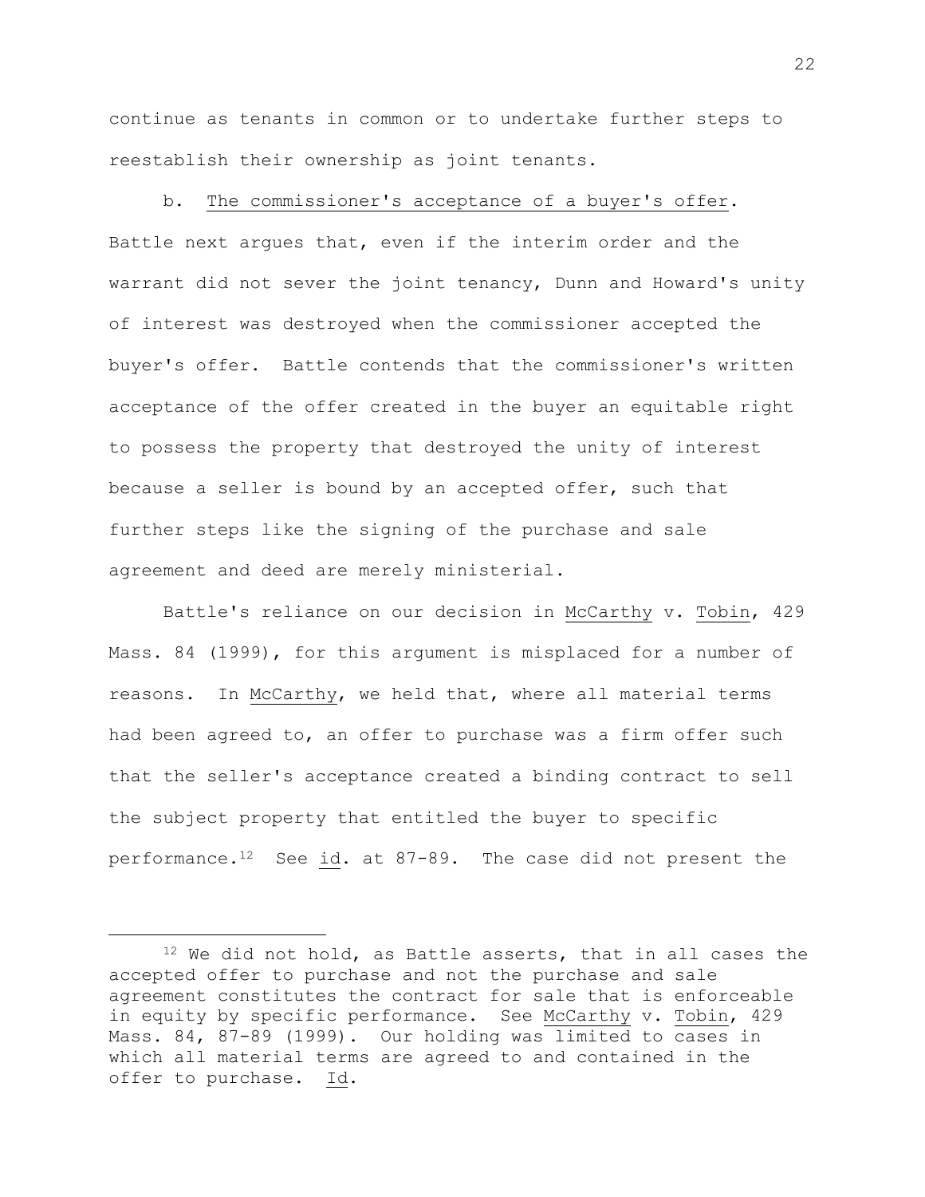continue as tenants in common or to undertake further steps to reestablish their ownership as joint tenants.

b. The commissioner's acceptance of a buyer's offer. Battle next argues that, even if the interim order and the warrant did not sever the joint tenancy, Dunn and Howard's unity of interest was destroyed when the commissioner accepted the buyer's offer. Battle contends that the commissioner's written acceptance of the offer created in the buyer an equitable right to possess the property that destroyed the unity of interest because a seller is bound by an accepted offer, such that further steps like the signing of the purchase and sale agreement and deed are merely ministerial.

Battle's reliance on our decision in McCarthy v. Tobin, 429 Mass. 84 (1999), for this argument is misplaced for a number of reasons. In McCarthy, we held that, where all material terms had been agreed to, an offer to purchase was a firm offer such that the seller's acceptance created a binding contract to sell the subject property that entitled the buyer to specific performance.[12] See id. at 87-89. The case did not present the

---

[12] We did not hold, as Battle asserts, that in all cases the accepted offer to purchase and not the purchase and sale agreement constitutes the contract for sale that is enforceable in equity by specific performance. See McCarthy v. Tobin, 429 Mass. 84, 87-89 (1999). Our holding was limited to cases in which all material terms are agreed to and contained in the offer to purchase. Id.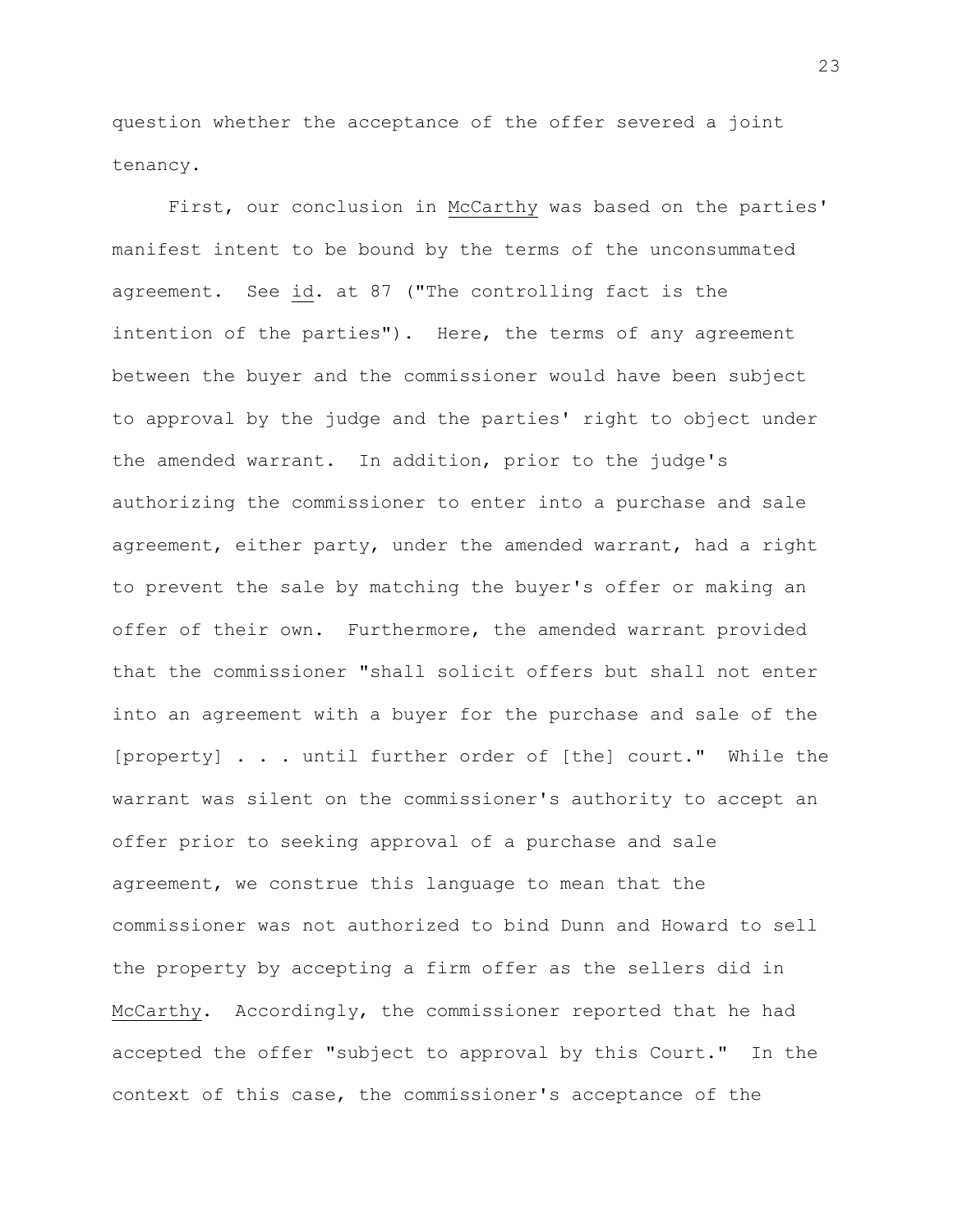question whether the acceptance of the offer severed a joint tenancy.

First, our conclusion in McCarthy was based on the parties' manifest intent to be bound by the terms of the unconsummated agreement. See id. at 87 ("The controlling fact is the intention of the parties"). Here, the terms of any agreement between the buyer and the commissioner would have been subject to approval by the judge and the parties' right to object under the amended warrant. In addition, prior to the judge's authorizing the commissioner to enter into a purchase and sale agreement, either party, under the amended warrant, had a right to prevent the sale by matching the buyer's offer or making an offer of their own. Furthermore, the amended warrant provided that the commissioner "shall solicit offers but shall not enter into an agreement with a buyer for the purchase and sale of the [property] . . . until further order of [the] court." While the warrant was silent on the commissioner's authority to accept an offer prior to seeking approval of a purchase and sale agreement, we construe this language to mean that the commissioner was not authorized to bind Dunn and Howard to sell the property by accepting a firm offer as the sellers did in McCarthy. Accordingly, the commissioner reported that he had accepted the offer "subject to approval by this Court." In the context of this case, the commissioner's acceptance of the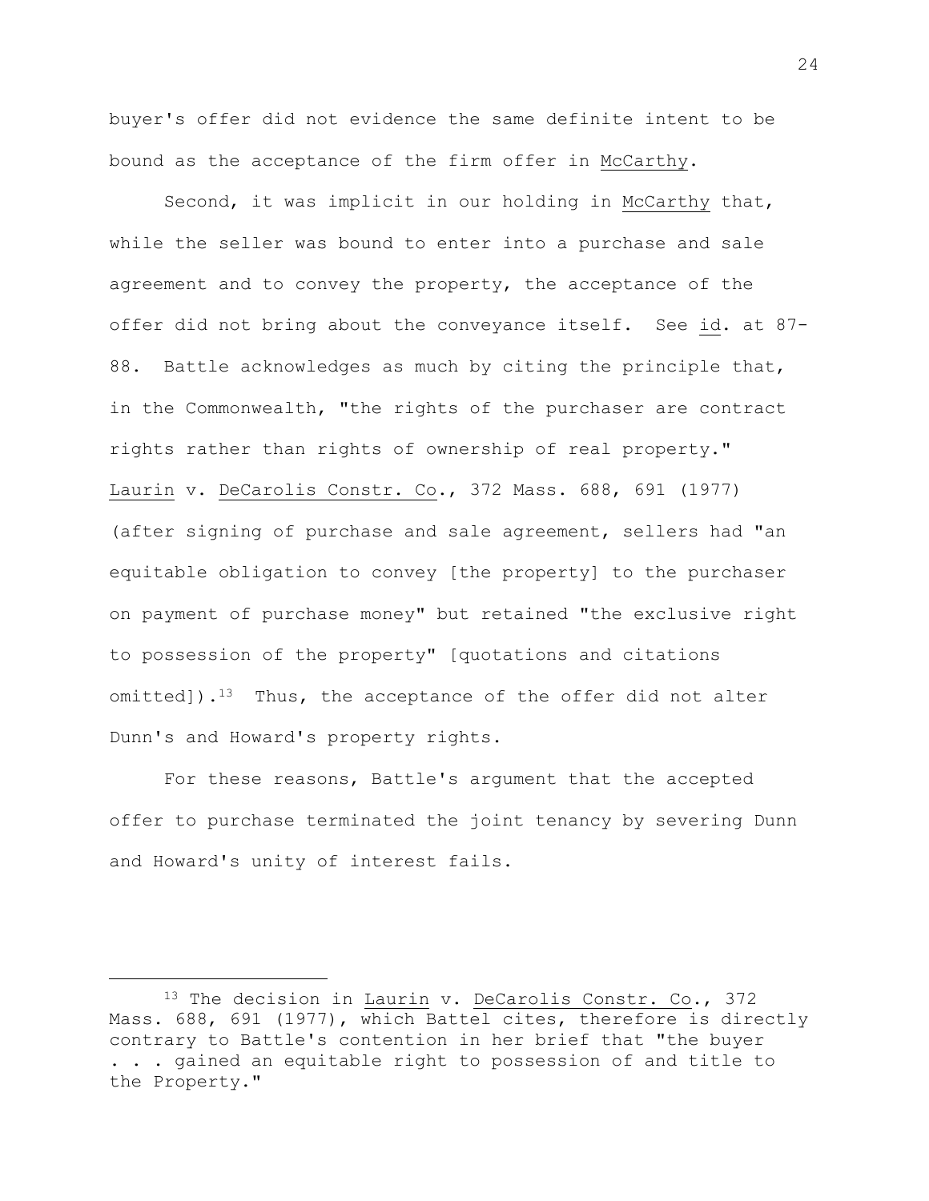buyer's offer did not evidence the same definite intent to be bound as the acceptance of the firm offer in McCarthy.

Second, it was implicit in our holding in McCarthy that, while the seller was bound to enter into a purchase and sale agreement and to convey the property, the acceptance of the offer did not bring about the conveyance itself. See id. at 87-88. Battle acknowledges as much by citing the principle that, in the Commonwealth, "the rights of the purchaser are contract rights rather than rights of ownership of real property." Laurin v. DeCarolis Constr. Co., 372 Mass. 688, 691 (1977) (after signing of purchase and sale agreement, sellers had "an equitable obligation to convey [the property] to the purchaser on payment of purchase money" but retained "the exclusive right to possession of the property" [quotations and citations omitted]).[13] Thus, the acceptance of the offer did not alter Dunn's and Howard's property rights.

For these reasons, Battle's argument that the accepted offer to purchase terminated the joint tenancy by severing Dunn and Howard's unity of interest fails.

---

[13] The decision in Laurin v. DeCarolis Constr. Co., 372 Mass. 688, 691 (1977), which Battel cites, therefore is directly contrary to Battle's contention in her brief that "the buyer . . . gained an equitable right to possession of and title to the Property."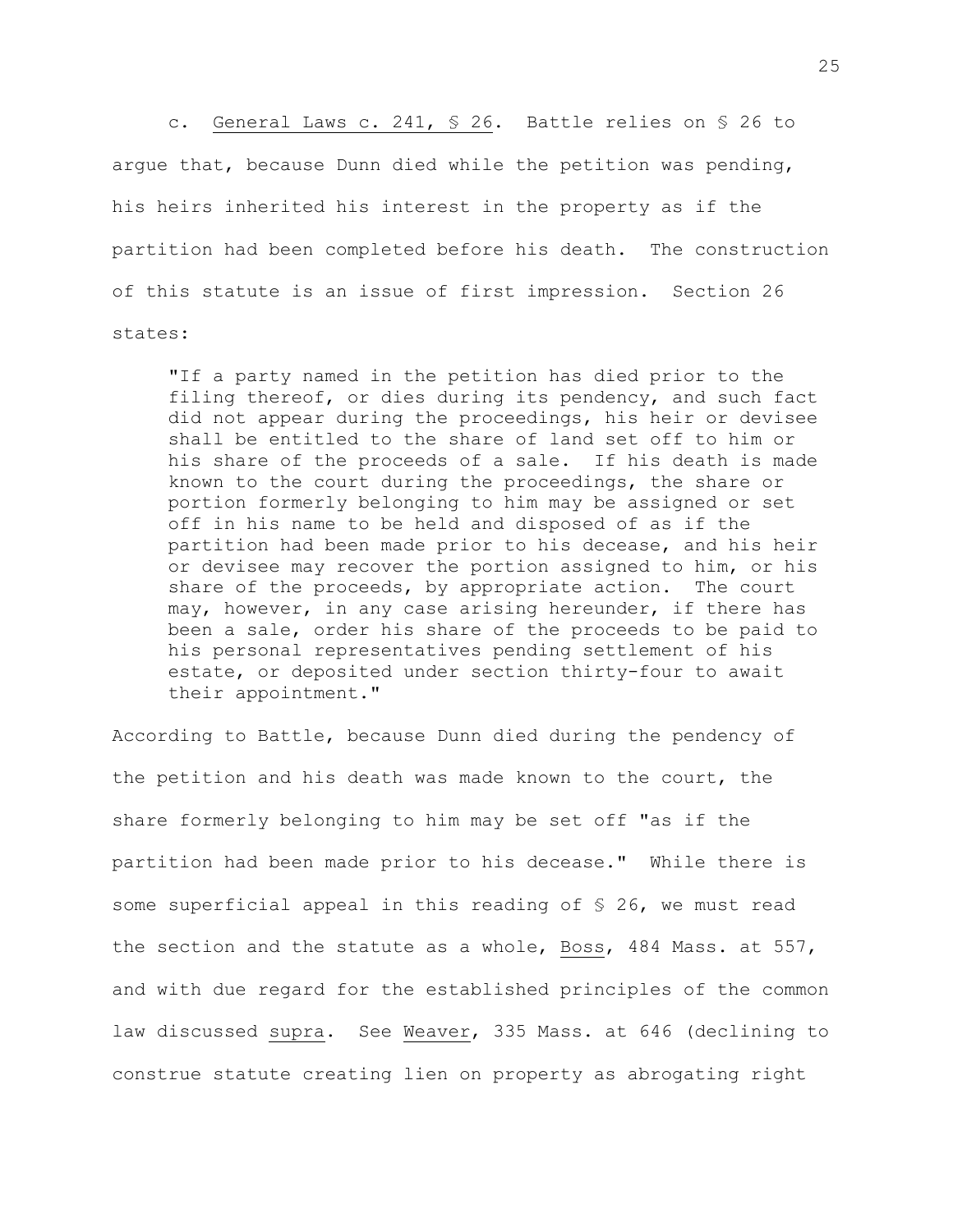c. General Laws c. 241, § 26. Battle relies on § 26 to argue that, because Dunn died while the petition was pending, his heirs inherited his interest in the property as if the partition had been completed before his death. The construction of this statute is an issue of first impression. Section 26 states:

> "If a party named in the petition has died prior to the filing thereof, or dies during its pendency, and such fact did not appear during the proceedings, his heir or devisee shall be entitled to the share of land set off to him or his share of the proceeds of a sale. If his death is made known to the court during the proceedings, the share or portion formerly belonging to him may be assigned or set off in his name to be held and disposed of as if the partition had been made prior to his decease, and his heir or devisee may recover the portion assigned to him, or his share of the proceeds, by appropriate action. The court may, however, in any case arising hereunder, if there has been a sale, order his share of the proceeds to be paid to his personal representatives pending settlement of his estate, or deposited under section thirty-four to await their appointment."

According to Battle, because Dunn died during the pendency of the petition and his death was made known to the court, the share formerly belonging to him may be set off "as if the partition had been made prior to his decease." While there is some superficial appeal in this reading of § 26, we must read the section and the statute as a whole, Boss, 484 Mass. at 557, and with due regard for the established principles of the common law discussed supra. See Weaver, 335 Mass. at 646 (declining to construe statute creating lien on property as abrogating right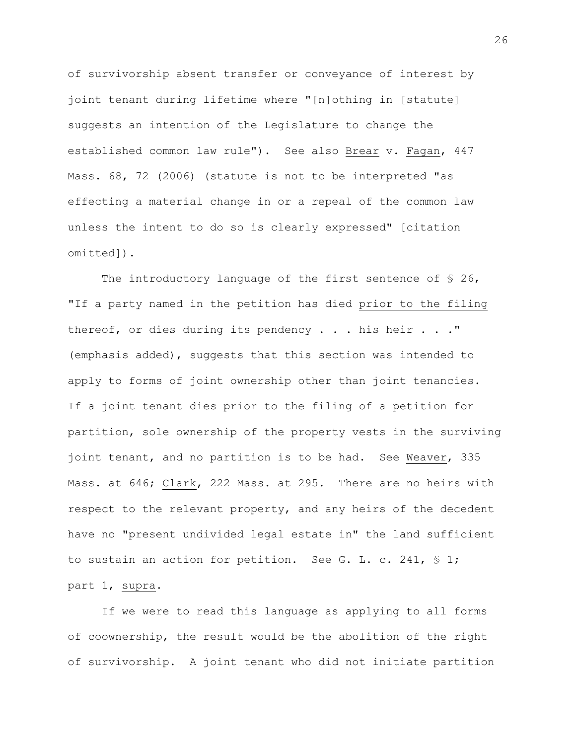of survivorship absent transfer or conveyance of interest by joint tenant during lifetime where "[n]othing in [statute] suggests an intention of the Legislature to change the established common law rule"). See also _Brear_ v. _Fagan_, 447 Mass. 68, 72 (2006) (statute is not to be interpreted "as effecting a material change in or a repeal of the common law unless the intent to do so is clearly expressed" [citation omitted]).

The introductory language of the first sentence of § 26, "If a party named in the petition has died _prior to the filing thereof_, or dies during its pendency . . . his heir . . ." (emphasis added), suggests that this section was intended to apply to forms of joint ownership other than joint tenancies. If a joint tenant dies prior to the filing of a petition for partition, sole ownership of the property vests in the surviving joint tenant, and no partition is to be had. See _Weaver_, 335 Mass. at 646; _Clark_, 222 Mass. at 295. There are no heirs with respect to the relevant property, and any heirs of the decedent have no "present undivided legal estate in" the land sufficient to sustain an action for petition. See G. L. c. 241, § 1; part 1, _supra_.

If we were to read this language as applying to all forms of coownership, the result would be the abolition of the right of survivorship. A joint tenant who did not initiate partition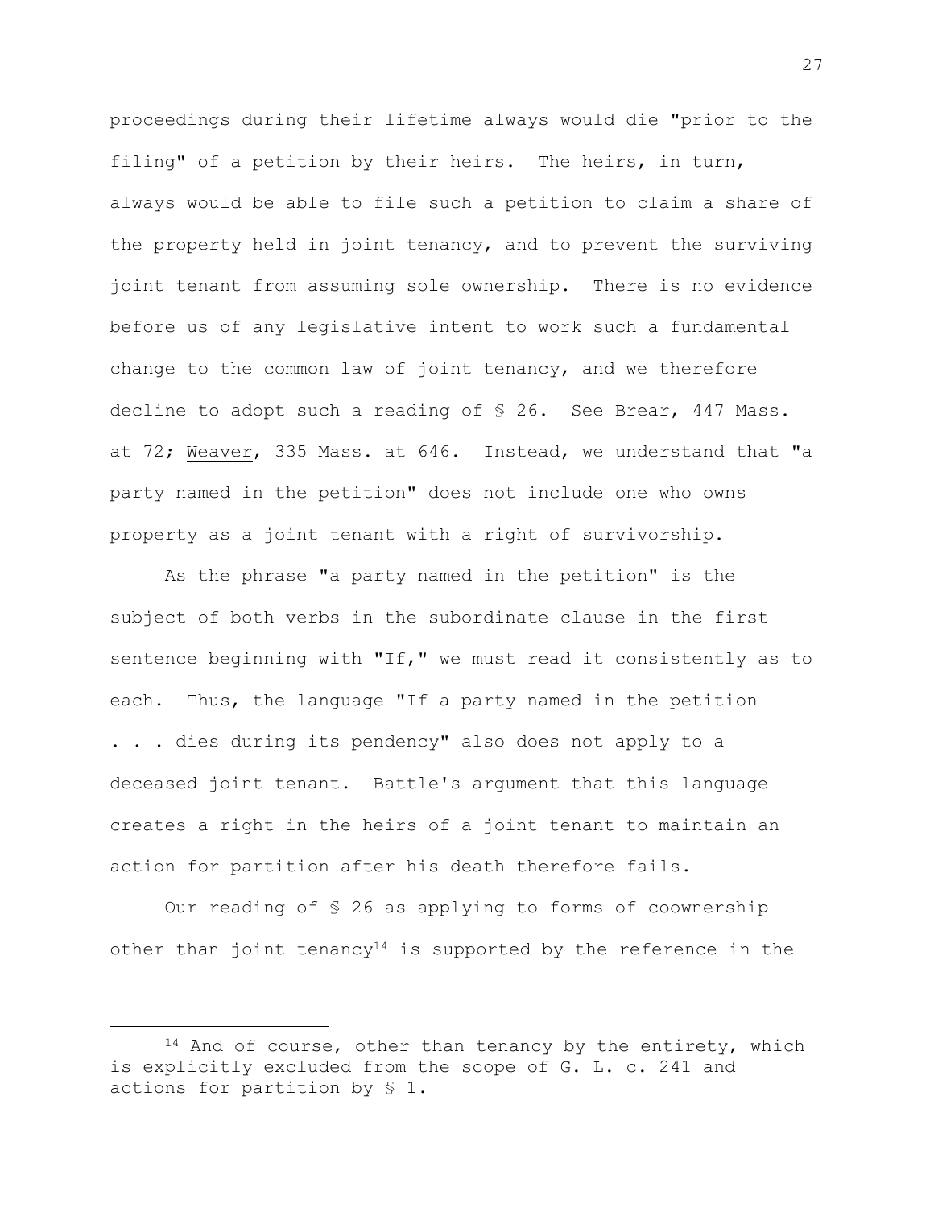proceedings during their lifetime always would die "prior to the filing" of a petition by their heirs. The heirs, in turn, always would be able to file such a petition to claim a share of the property held in joint tenancy, and to prevent the surviving joint tenant from assuming sole ownership. There is no evidence before us of any legislative intent to work such a fundamental change to the common law of joint tenancy, and we therefore decline to adopt such a reading of § 26. See Brear, 447 Mass. at 72; Weaver, 335 Mass. at 646. Instead, we understand that "a party named in the petition" does not include one who owns property as a joint tenant with a right of survivorship.

As the phrase "a party named in the petition" is the subject of both verbs in the subordinate clause in the first sentence beginning with "If," we must read it consistently as to each. Thus, the language "If a party named in the petition . . . dies during its pendency" also does not apply to a deceased joint tenant. Battle's argument that this language creates a right in the heirs of a joint tenant to maintain an action for partition after his death therefore fails.

Our reading of § 26 as applying to forms of coownership other than joint tenancy[14] is supported by the reference in the

[14] And of course, other than tenancy by the entirety, which is explicitly excluded from the scope of G. L. c. 241 and actions for partition by § 1.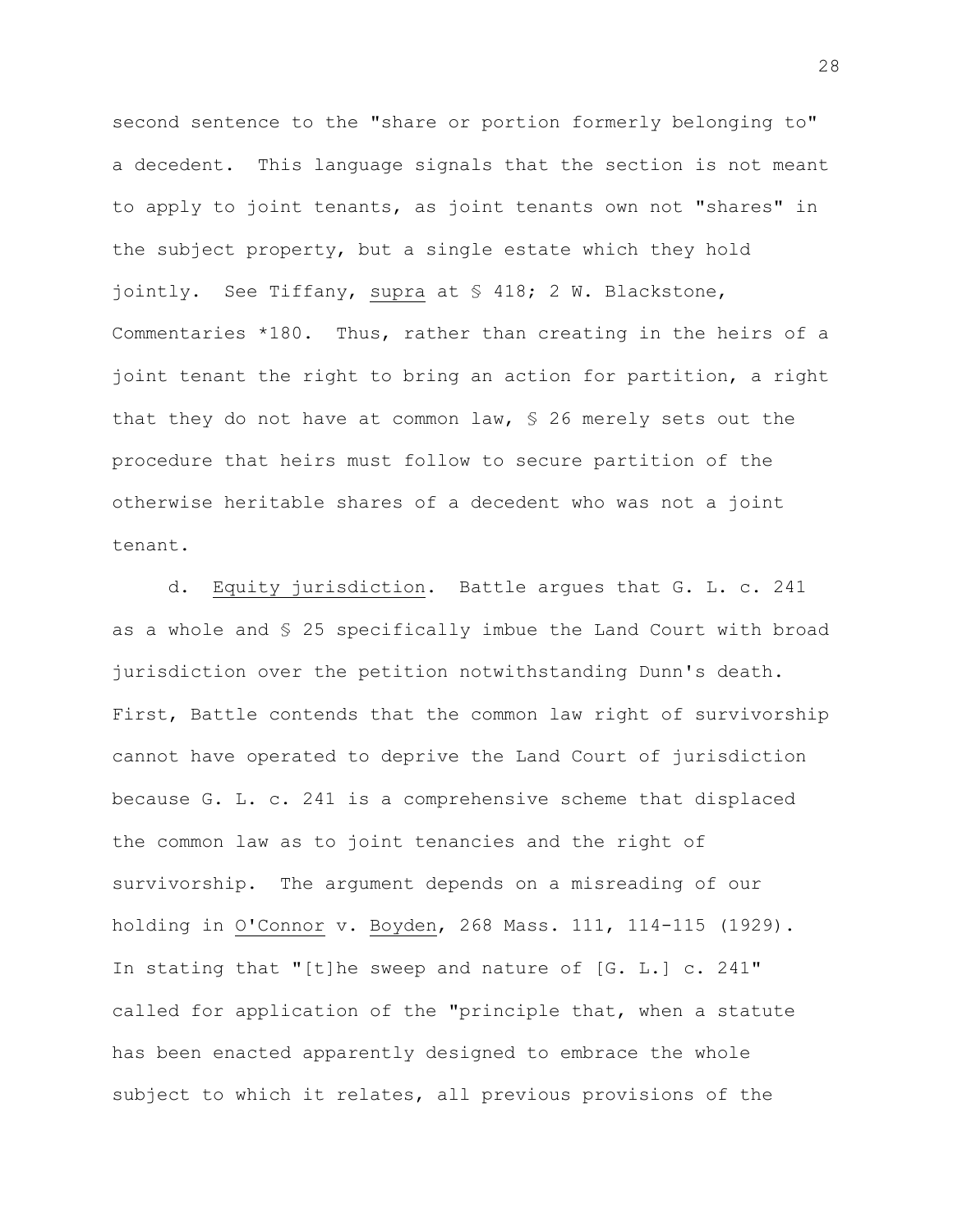second sentence to the "share or portion formerly belonging to" a decedent. This language signals that the section is not meant to apply to joint tenants, as joint tenants own not "shares" in the subject property, but a single estate which they hold jointly. See Tiffany, supra at § 418; 2 W. Blackstone, Commentaries *180. Thus, rather than creating in the heirs of a joint tenant the right to bring an action for partition, a right that they do not have at common law, § 26 merely sets out the procedure that heirs must follow to secure partition of the otherwise heritable shares of a decedent who was not a joint tenant.

d. Equity jurisdiction. Battle argues that G. L. c. 241 as a whole and § 25 specifically imbue the Land Court with broad jurisdiction over the petition notwithstanding Dunn's death. First, Battle contends that the common law right of survivorship cannot have operated to deprive the Land Court of jurisdiction because G. L. c. 241 is a comprehensive scheme that displaced the common law as to joint tenancies and the right of survivorship. The argument depends on a misreading of our holding in O'Connor v. Boyden, 268 Mass. 111, 114-115 (1929). In stating that "[t]he sweep and nature of [G. L.] c. 241" called for application of the "principle that, when a statute has been enacted apparently designed to embrace the whole subject to which it relates, all previous provisions of the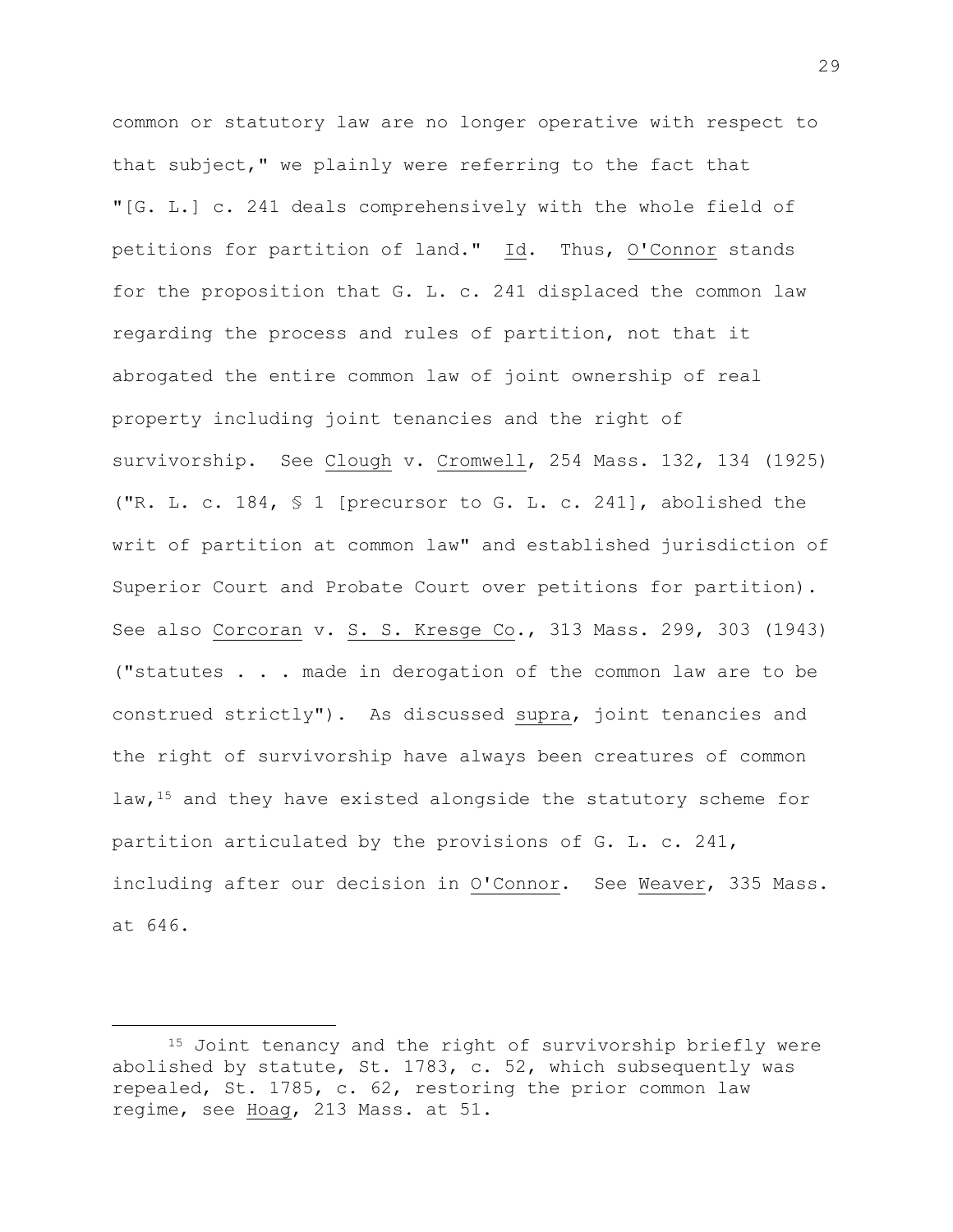common or statutory law are no longer operative with respect to that subject," we plainly were referring to the fact that "[G. L.] c. 241 deals comprehensively with the whole field of petitions for partition of land." Id. Thus, O'Connor stands for the proposition that G. L. c. 241 displaced the common law regarding the process and rules of partition, not that it abrogated the entire common law of joint ownership of real property including joint tenancies and the right of survivorship. See Clough v. Cromwell, 254 Mass. 132, 134 (1925) ("R. L. c. 184, § 1 [precursor to G. L. c. 241], abolished the writ of partition at common law" and established jurisdiction of Superior Court and Probate Court over petitions for partition). See also Corcoran v. S. S. Kresge Co., 313 Mass. 299, 303 (1943) ("statutes . . . made in derogation of the common law are to be construed strictly"). As discussed supra, joint tenancies and the right of survivorship have always been creatures of common law,[15] and they have existed alongside the statutory scheme for partition articulated by the provisions of G. L. c. 241, including after our decision in O'Connor. See Weaver, 335 Mass. at 646.

---

[15] Joint tenancy and the right of survivorship briefly were abolished by statute, St. 1783, c. 52, which subsequently was repealed, St. 1785, c. 62, restoring the prior common law regime, see Hoag, 213 Mass. at 51.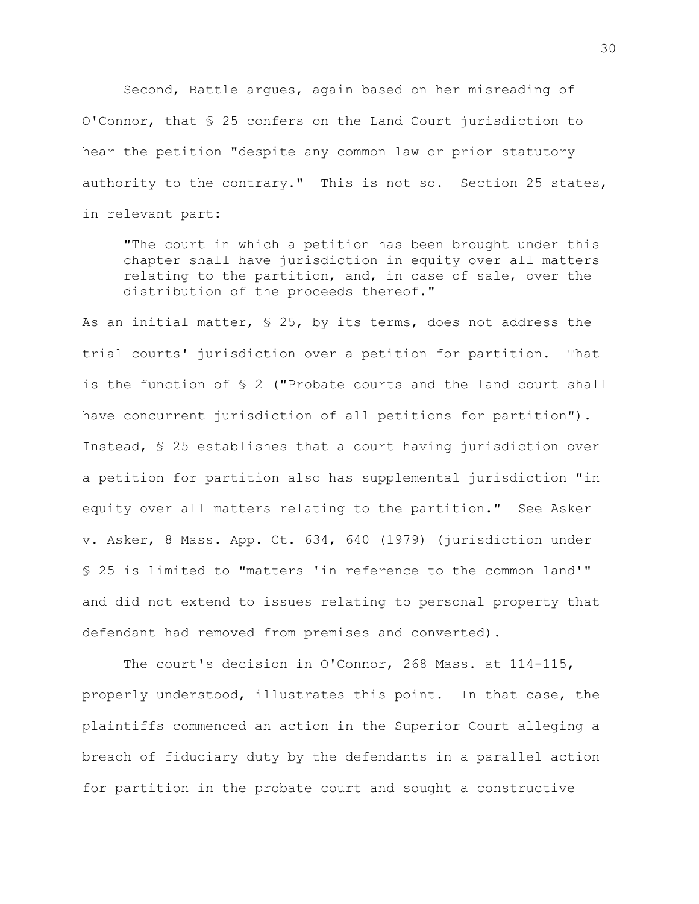Second, Battle argues, again based on her misreading of O'Connor, that § 25 confers on the Land Court jurisdiction to hear the petition "despite any common law or prior statutory authority to the contrary." This is not so. Section 25 states, in relevant part:

> "The court in which a petition has been brought under this chapter shall have jurisdiction in equity over all matters relating to the partition, and, in case of sale, over the distribution of the proceeds thereof."

As an initial matter, § 25, by its terms, does not address the trial courts' jurisdiction over a petition for partition. That is the function of § 2 ("Probate courts and the land court shall have concurrent jurisdiction of all petitions for partition"). Instead, § 25 establishes that a court having jurisdiction over a petition for partition also has supplemental jurisdiction "in equity over all matters relating to the partition." See Asker v. Asker, 8 Mass. App. Ct. 634, 640 (1979) (jurisdiction under § 25 is limited to "matters 'in reference to the common land'" and did not extend to issues relating to personal property that defendant had removed from premises and converted).

The court's decision in O'Connor, 268 Mass. at 114-115, properly understood, illustrates this point. In that case, the plaintiffs commenced an action in the Superior Court alleging a breach of fiduciary duty by the defendants in a parallel action for partition in the probate court and sought a constructive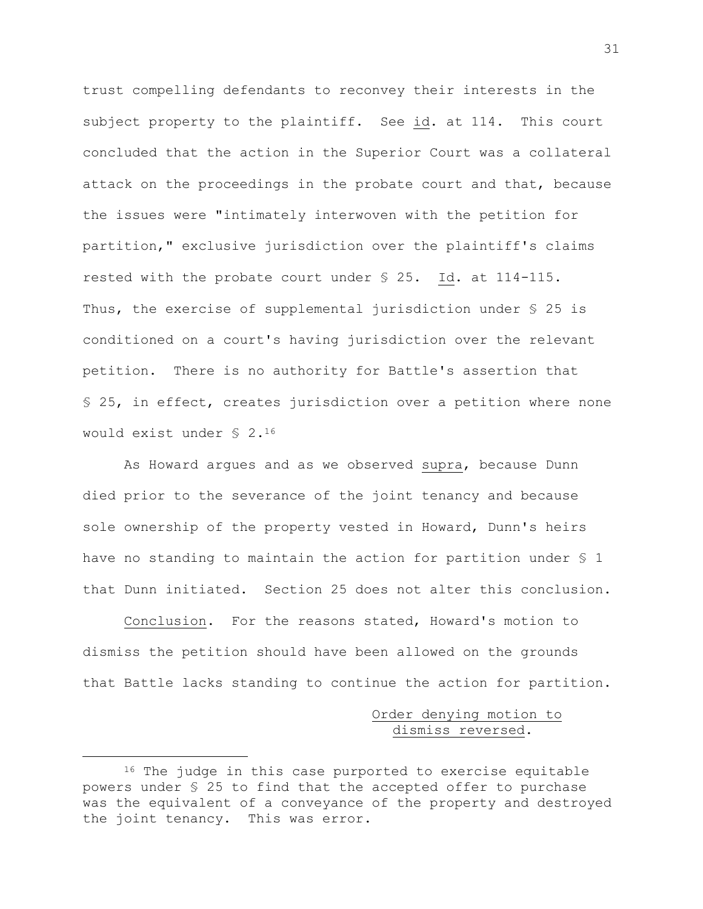trust compelling defendants to reconvey their interests in the subject property to the plaintiff. See id. at 114. This court concluded that the action in the Superior Court was a collateral attack on the proceedings in the probate court and that, because the issues were "intimately interwoven with the petition for partition," exclusive jurisdiction over the plaintiff's claims rested with the probate court under § 25. Id. at 114-115. Thus, the exercise of supplemental jurisdiction under § 25 is conditioned on a court's having jurisdiction over the relevant petition. There is no authority for Battle's assertion that § 25, in effect, creates jurisdiction over a petition where none would exist under § 2.[16]

As Howard argues and as we observed supra, because Dunn died prior to the severance of the joint tenancy and because sole ownership of the property vested in Howard, Dunn's heirs have no standing to maintain the action for partition under § 1 that Dunn initiated. Section 25 does not alter this conclusion.

Conclusion. For the reasons stated, Howard's motion to dismiss the petition should have been allowed on the grounds that Battle lacks standing to continue the action for partition.

Order denying motion to dismiss reversed.

---

[16] The judge in this case purported to exercise equitable powers under § 25 to find that the accepted offer to purchase was the equivalent of a conveyance of the property and destroyed the joint tenancy. This was error.